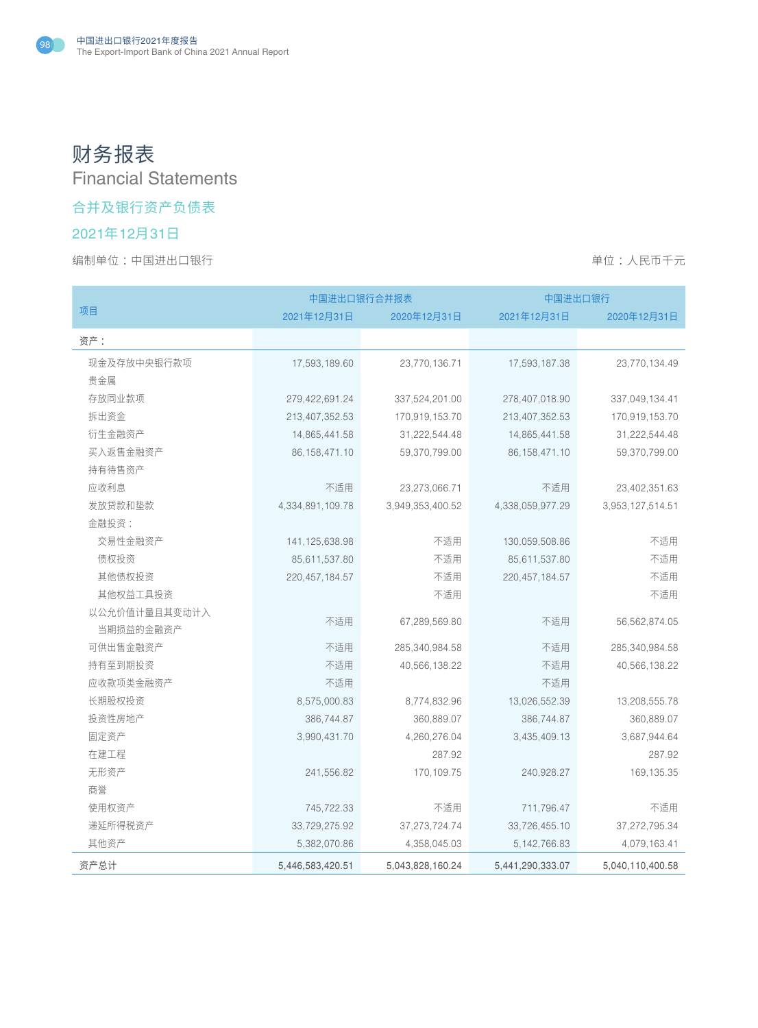# 财务报表

## Financial Statements

### 合并及银行资产负债表

### 2021年12月31日

编制单位：中国进出口银行　　　　　　　　　　　　　　　　　　　　　单位：人民币千元

| 项目 | 中国进出口银行合并报表 | | 中国进出口银行 | |
|---|---|---|---|---|
| | 2021年12月31日 | 2020年12月31日 | 2021年12月31日 | 2020年12月31日 |
| 资产： | | | | |
| 现金及存放中央银行款项 | 17,593,189.60 | 23,770,136.71 | 17,593,187.38 | 23,770,134.49 |
| 贵金属 | | | | |
| 存放同业款项 | 279,422,691.24 | 337,524,201.00 | 278,407,018.90 | 337,049,134.41 |
| 拆出资金 | 213,407,352.53 | 170,919,153.70 | 213,407,352.53 | 170,919,153.70 |
| 衍生金融资产 | 14,865,441.58 | 31,222,544.48 | 14,865,441.58 | 31,222,544.48 |
| 买入返售金融资产 | 86,158,471.10 | 59,370,799.00 | 86,158,471.10 | 59,370,799.00 |
| 持有待售资产 | | | | |
| 应收利息 | 不适用 | 23,273,066.71 | 不适用 | 23,402,351.63 |
| 发放贷款和垫款 | 4,334,891,109.78 | 3,949,353,400.52 | 4,338,059,977.29 | 3,953,127,514.51 |
| 金融投资： | | | | |
| 交易性金融资产 | 141,125,638.98 | 不适用 | 130,059,508.86 | 不适用 |
| 债权投资 | 85,611,537.80 | 不适用 | 85,611,537.80 | 不适用 |
| 其他债权投资 | 220,457,184.57 | 不适用 | 220,457,184.57 | 不适用 |
| 其他权益工具投资 | | 不适用 | | 不适用 |
| 以公允价值计量且其变动计入当期损益的金融资产 | 不适用 | 67,289,569.80 | 不适用 | 56,562,874.05 |
| 可供出售金融资产 | 不适用 | 285,340,984.58 | 不适用 | 285,340,984.58 |
| 持有至到期投资 | 不适用 | 40,566,138.22 | 不适用 | 40,566,138.22 |
| 应收款项类金融资产 | 不适用 | | 不适用 | |
| 长期股权投资 | 8,575,000.83 | 8,774,832.96 | 13,026,552.39 | 13,208,555.78 |
| 投资性房地产 | 386,744.87 | 360,889.07 | 386,744.87 | 360,889.07 |
| 固定资产 | 3,990,431.70 | 4,260,276.04 | 3,435,409.13 | 3,687,944.64 |
| 在建工程 | | 287.92 | | 287.92 |
| 无形资产 | 241,556.82 | 170,109.75 | 240,928.27 | 169,135.35 |
| 商誉 | | | | |
| 使用权资产 | 745,722.33 | 不适用 | 711,796.47 | 不适用 |
| 递延所得税资产 | 33,729,275.92 | 37,273,724.74 | 33,726,455.10 | 37,272,795.34 |
| 其他资产 | 5,382,070.86 | 4,358,045.03 | 5,142,766.83 | 4,079,163.41 |
| 资产总计 | 5,446,583,420.51 | 5,043,828,160.24 | 5,441,290,333.07 | 5,040,110,400.58 |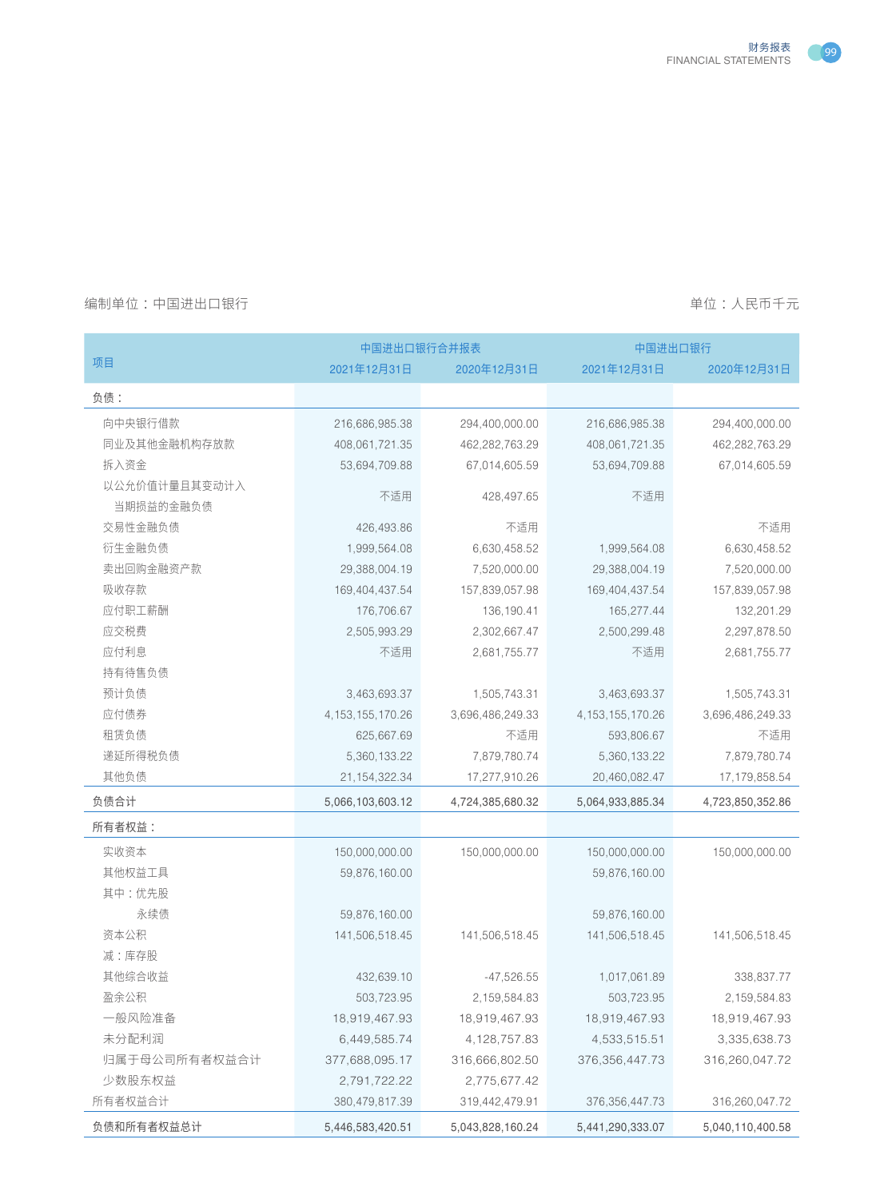编制单位：中国进出口银行　　　　　　　　　　　　　　　　　　　　　　　　　　单位：人民币千元

| 项目 | 中国进出口银行合并报表 | | 中国进出口银行 | |
|---|---|---|---|---|
| | 2021年12月31日 | 2020年12月31日 | 2021年12月31日 | 2020年12月31日 |
| 负债： | | | | |
| 向中央银行借款 | 216,686,985.38 | 294,400,000.00 | 216,686,985.38 | 294,400,000.00 |
| 同业及其他金融机构存放款 | 408,061,721.35 | 462,282,763.29 | 408,061,721.35 | 462,282,763.29 |
| 拆入资金 | 53,694,709.88 | 67,014,605.59 | 53,694,709.88 | 67,014,605.59 |
| 以公允价值计量且其变动计入当期损益的金融负债 | 不适用 | 428,497.65 | 不适用 | |
| 交易性金融负债 | 426,493.86 | 不适用 | | 不适用 |
| 衍生金融负债 | 1,999,564.08 | 6,630,458.52 | 1,999,564.08 | 6,630,458.52 |
| 卖出回购金融资产款 | 29,388,004.19 | 7,520,000.00 | 29,388,004.19 | 7,520,000.00 |
| 吸收存款 | 169,404,437.54 | 157,839,057.98 | 169,404,437.54 | 157,839,057.98 |
| 应付职工薪酬 | 176,706.67 | 136,190.41 | 165,277.44 | 132,201.29 |
| 应交税费 | 2,505,993.29 | 2,302,667.47 | 2,500,299.48 | 2,297,878.50 |
| 应付利息 | 不适用 | 2,681,755.77 | 不适用 | 2,681,755.77 |
| 持有待售负债 | | | | |
| 预计负债 | 3,463,693.37 | 1,505,743.31 | 3,463,693.37 | 1,505,743.31 |
| 应付债券 | 4,153,155,170.26 | 3,696,486,249.33 | 4,153,155,170.26 | 3,696,486,249.33 |
| 租赁负债 | 625,667.69 | 不适用 | 593,806.67 | 不适用 |
| 递延所得税负债 | 5,360,133.22 | 7,879,780.74 | 5,360,133.22 | 7,879,780.74 |
| 其他负债 | 21,154,322.34 | 17,277,910.26 | 20,460,082.47 | 17,179,858.54 |
| 负债合计 | 5,066,103,603.12 | 4,724,385,680.32 | 5,064,933,885.34 | 4,723,850,352.86 |
| 所有者权益： | | | | |
| 实收资本 | 150,000,000.00 | 150,000,000.00 | 150,000,000.00 | 150,000,000.00 |
| 其他权益工具 | 59,876,160.00 | | 59,876,160.00 | |
| 其中：优先股 | | | | |
| 永续债 | 59,876,160.00 | | 59,876,160.00 | |
| 资本公积 | 141,506,518.45 | 141,506,518.45 | 141,506,518.45 | 141,506,518.45 |
| 减：库存股 | | | | |
| 其他综合收益 | 432,639.10 | -47,526.55 | 1,017,061.89 | 338,837.77 |
| 盈余公积 | 503,723.95 | 2,159,584.83 | 503,723.95 | 2,159,584.83 |
| 一般风险准备 | 18,919,467.93 | 18,919,467.93 | 18,919,467.93 | 18,919,467.93 |
| 未分配利润 | 6,449,585.74 | 4,128,757.83 | 4,533,515.51 | 3,335,638.73 |
| 归属于母公司所有者权益合计 | 377,688,095.17 | 316,666,802.50 | 376,356,447.73 | 316,260,047.72 |
| 少数股东权益 | 2,791,722.22 | 2,775,677.42 | | |
| 所有者权益合计 | 380,479,817.39 | 319,442,479.91 | 376,356,447.73 | 316,260,047.72 |
| 负债和所有者权益总计 | 5,446,583,420.51 | 5,043,828,160.24 | 5,441,290,333.07 | 5,040,110,400.58 |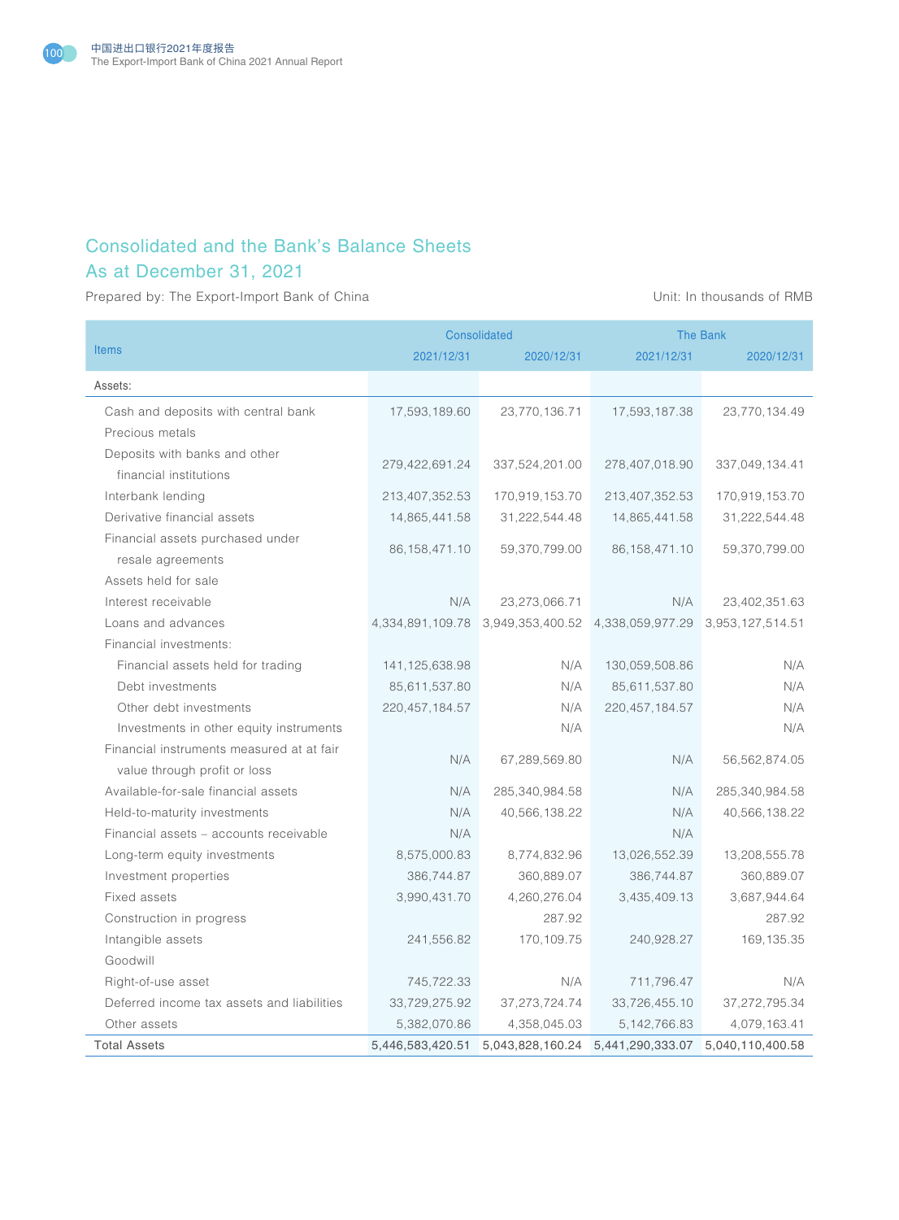## Consolidated and the Bank's Balance Sheets
## As at December 31, 2021

Prepared by: The Export-Import Bank of China

Unit: In thousands of RMB

| Items | Consolidated | | The Bank | |
|---|---|---|---|---|
| | 2021/12/31 | 2020/12/31 | 2021/12/31 | 2020/12/31 |
| Assets: | | | | |
| Cash and deposits with central bank | 17,593,189.60 | 23,770,136.71 | 17,593,187.38 | 23,770,134.49 |
| Precious metals | | | | |
| Deposits with banks and other financial institutions | 279,422,691.24 | 337,524,201.00 | 278,407,018.90 | 337,049,134.41 |
| Interbank lending | 213,407,352.53 | 170,919,153.70 | 213,407,352.53 | 170,919,153.70 |
| Derivative financial assets | 14,865,441.58 | 31,222,544.48 | 14,865,441.58 | 31,222,544.48 |
| Financial assets purchased under resale agreements | 86,158,471.10 | 59,370,799.00 | 86,158,471.10 | 59,370,799.00 |
| Assets held for sale | | | | |
| Interest receivable | N/A | 23,273,066.71 | N/A | 23,402,351.63 |
| Loans and advances | 4,334,891,109.78 | 3,949,353,400.52 | 4,338,059,977.29 | 3,953,127,514.51 |
| Financial investments: | | | | |
| Financial assets held for trading | 141,125,638.98 | N/A | 130,059,508.86 | N/A |
| Debt investments | 85,611,537.80 | N/A | 85,611,537.80 | N/A |
| Other debt investments | 220,457,184.57 | N/A | 220,457,184.57 | N/A |
| Investments in other equity instruments | | N/A | | N/A |
| Financial instruments measured at at fair value through profit or loss | N/A | 67,289,569.80 | N/A | 56,562,874.05 |
| Available-for-sale financial assets | N/A | 285,340,984.58 | N/A | 285,340,984.58 |
| Held-to-maturity investments | N/A | 40,566,138.22 | N/A | 40,566,138.22 |
| Financial assets – accounts receivable | N/A | | N/A | |
| Long-term equity investments | 8,575,000.83 | 8,774,832.96 | 13,026,552.39 | 13,208,555.78 |
| Investment properties | 386,744.87 | 360,889.07 | 386,744.87 | 360,889.07 |
| Fixed assets | 3,990,431.70 | 4,260,276.04 | 3,435,409.13 | 3,687,944.64 |
| Construction in progress | | 287.92 | | 287.92 |
| Intangible assets | 241,556.82 | 170,109.75 | 240,928.27 | 169,135.35 |
| Goodwill | | | | |
| Right-of-use asset | 745,722.33 | N/A | 711,796.47 | N/A |
| Deferred income tax assets and liabilities | 33,729,275.92 | 37,273,724.74 | 33,726,455.10 | 37,272,795.34 |
| Other assets | 5,382,070.86 | 4,358,045.03 | 5,142,766.83 | 4,079,163.41 |
| Total Assets | 5,446,583,420.51 | 5,043,828,160.24 | 5,441,290,333.07 | 5,040,110,400.58 |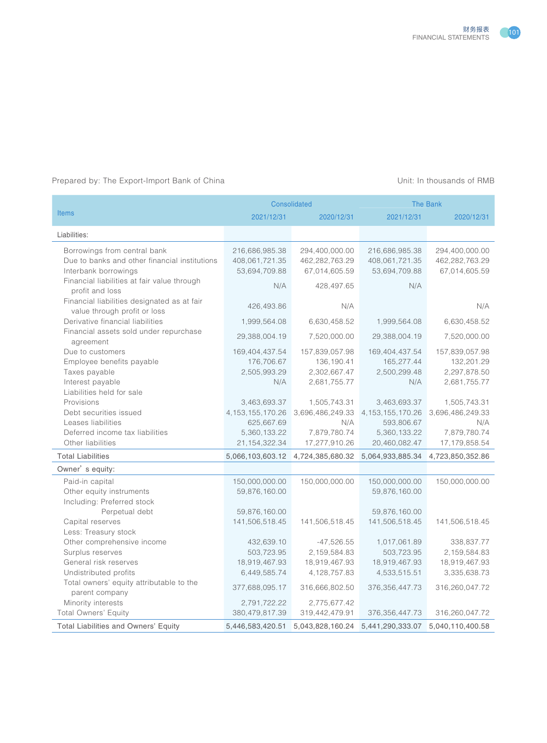Prepared by: The Export-Import Bank of China

Unit: In thousands of RMB

| Items | Consolidated | | The Bank | |
|---|---|---|---|---|
| | 2021/12/31 | 2020/12/31 | 2021/12/31 | 2020/12/31 |
| Liabilities: | | | | |
| Borrowings from central bank | 216,686,985.38 | 294,400,000.00 | 216,686,985.38 | 294,400,000.00 |
| Due to banks and other financial institutions | 408,061,721.35 | 462,282,763.29 | 408,061,721.35 | 462,282,763.29 |
| Interbank borrowings | 53,694,709.88 | 67,014,605.59 | 53,694,709.88 | 67,014,605.59 |
| Financial liabilities at fair value through profit and loss | N/A | 428,497.65 | N/A | |
| Financial liabilities designated as at fair value through profit or loss | 426,493.86 | N/A | | N/A |
| Derivative financial liabilities | 1,999,564.08 | 6,630,458.52 | 1,999,564.08 | 6,630,458.52 |
| Financial assets sold under repurchase agreement | 29,388,004.19 | 7,520,000.00 | 29,388,004.19 | 7,520,000.00 |
| Due to customers | 169,404,437.54 | 157,839,057.98 | 169,404,437.54 | 157,839,057.98 |
| Employee benefits payable | 176,706.67 | 136,190.41 | 165,277.44 | 132,201.29 |
| Taxes payable | 2,505,993.29 | 2,302,667.47 | 2,500,299.48 | 2,297,878.50 |
| Interest payable | N/A | 2,681,755.77 | N/A | 2,681,755.77 |
| Liabilities held for sale | | | | |
| Provisions | 3,463,693.37 | 1,505,743.31 | 3,463,693.37 | 1,505,743.31 |
| Debt securities issued | 4,153,155,170.26 | 3,696,486,249.33 | 4,153,155,170.26 | 3,696,486,249.33 |
| Leases liabilities | 625,667.69 | N/A | 593,806.67 | N/A |
| Deferred income tax liabilities | 5,360,133.22 | 7,879,780.74 | 5,360,133.22 | 7,879,780.74 |
| Other liabilities | 21,154,322.34 | 17,277,910.26 | 20,460,082.47 | 17,179,858.54 |
| Total Liabilities | 5,066,103,603.12 | 4,724,385,680.32 | 5,064,933,885.34 | 4,723,850,352.86 |
| Owner's equity: | | | | |
| Paid-in capital | 150,000,000.00 | 150,000,000.00 | 150,000,000.00 | 150,000,000.00 |
| Other equity instruments | 59,876,160.00 | | 59,876,160.00 | |
| Including: Preferred stock | | | | |
| Perpetual debt | 59,876,160.00 | | 59,876,160.00 | |
| Capital reserves | 141,506,518.45 | 141,506,518.45 | 141,506,518.45 | 141,506,518.45 |
| Less: Treasury stock | | | | |
| Other comprehensive income | 432,639.10 | -47,526.55 | 1,017,061.89 | 338,837.77 |
| Surplus reserves | 503,723.95 | 2,159,584.83 | 503,723.95 | 2,159,584.83 |
| General risk reserves | 18,919,467.93 | 18,919,467.93 | 18,919,467.93 | 18,919,467.93 |
| Undistributed profits | 6,449,585.74 | 4,128,757.83 | 4,533,515.51 | 3,335,638.73 |
| Total owners' equity attributable to the parent company | 377,688,095.17 | 316,666,802.50 | 376,356,447.73 | 316,260,047.72 |
| Minority interests | 2,791,722.22 | 2,775,677.42 | | |
| Total Owners' Equity | 380,479,817.39 | 319,442,479.91 | 376,356,447.73 | 316,260,047.72 |
| Total Liabilities and Owners' Equity | 5,446,583,420.51 | 5,043,828,160.24 | 5,441,290,333.07 | 5,040,110,400.58 |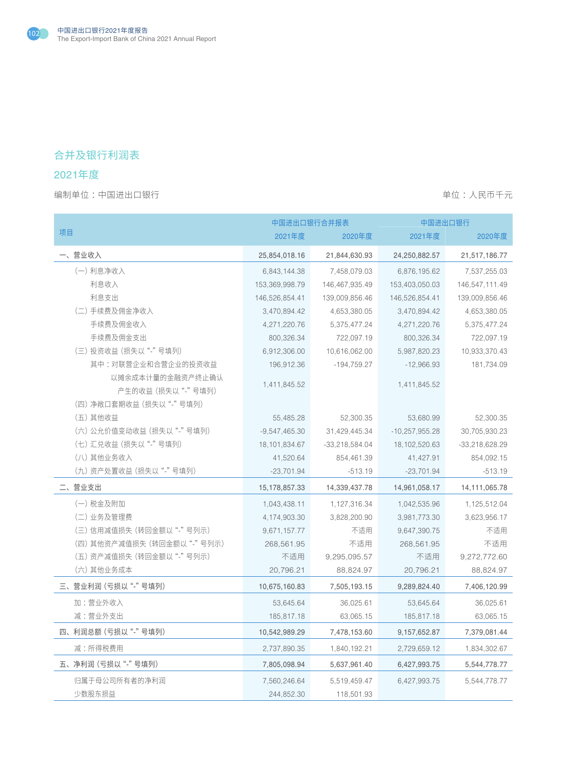## 合并及银行利润表

## 2021年度

编制单位：中国进出口银行　　　　　　　　　　　　　　　　　　　　　单位：人民币千元

| 项目 | 中国进出口银行合并报表 | | 中国进出口银行 | |
|---|---|---|---|---|
| | 2021年度 | 2020年度 | 2021年度 | 2020年度 |
| 一、营业收入 | 25,854,018.16 | 21,844,630.93 | 24,250,882.57 | 21,517,186.77 |
| （一）利息净收入 | 6,843,144.38 | 7,458,079.03 | 6,876,195.62 | 7,537,255.03 |
| 利息收入 | 153,369,998.79 | 146,467,935.49 | 153,403,050.03 | 146,547,111.49 |
| 利息支出 | 146,526,854.41 | 139,009,856.46 | 146,526,854.41 | 139,009,856.46 |
| （二）手续费及佣金净收入 | 3,470,894.42 | 4,653,380.05 | 3,470,894.42 | 4,653,380.05 |
| 手续费及佣金收入 | 4,271,220.76 | 5,375,477.24 | 4,271,220.76 | 5,375,477.24 |
| 手续费及佣金支出 | 800,326.34 | 722,097.19 | 800,326.34 | 722,097.19 |
| （三）投资收益（损失以“-”号填列） | 6,912,306.00 | 10,616,062.00 | 5,987,820.23 | 10,933,370.43 |
| 其中：对联营企业和合营企业的投资收益 | 196,912.36 | -194,759.27 | -12,966.93 | 181,734.09 |
| 以摊余成本计量的金融资产终止确认产生的收益（损失以“-”号填列） | 1,411,845.52 | | 1,411,845.52 | |
| （四）净敞口套期收益（损失以“-”号填列） | | | | |
| （五）其他收益 | 55,485.28 | 52,300.35 | 53,680.99 | 52,300.35 |
| （六）公允价值变动收益（损失以“-”号填列） | -9,547,465.30 | 31,429,445.34 | -10,257,955.28 | 30,705,930.23 |
| （七）汇兑收益（损失以“-”号填列） | 18,101,834.67 | -33,218,584.04 | 18,102,520.63 | -33,218,628.29 |
| （八）其他业务收入 | 41,520.64 | 854,461.39 | 41,427.91 | 854,092.15 |
| （九）资产处置收益（损失以“-”号填列） | -23,701.94 | -513.19 | -23,701.94 | -513.19 |
| 二、营业支出 | 15,178,857.33 | 14,339,437.78 | 14,961,058.17 | 14,111,065.78 |
| （一）税金及附加 | 1,043,438.11 | 1,127,316.34 | 1,042,535.96 | 1,125,512.04 |
| （二）业务及管理费 | 4,174,903.30 | 3,828,200.90 | 3,981,773.30 | 3,623,956.17 |
| （三）信用减值损失（转回金额以“-”号列示） | 9,671,157.77 | 不适用 | 9,647,390.75 | 不适用 |
| （四）其他资产减值损失（转回金额以“-”号列示） | 268,561.95 | 不适用 | 268,561.95 | 不适用 |
| （五）资产减值损失（转回金额以“-”号列示） | 不适用 | 9,295,095.57 | 不适用 | 9,272,772.60 |
| （六）其他业务成本 | 20,796.21 | 88,824.97 | 20,796.21 | 88,824.97 |
| 三、营业利润（亏损以“-”号填列） | 10,675,160.83 | 7,505,193.15 | 9,289,824.40 | 7,406,120.99 |
| 加：营业外收入 | 53,645.64 | 36,025.61 | 53,645.64 | 36,025.61 |
| 减：营业外支出 | 185,817.18 | 63,065.15 | 185,817.18 | 63,065.15 |
| 四、利润总额（亏损以“-”号填列） | 10,542,989.29 | 7,478,153.60 | 9,157,652.87 | 7,379,081.44 |
| 减：所得税费用 | 2,737,890.35 | 1,840,192.21 | 2,729,659.12 | 1,834,302.67 |
| 五、净利润（亏损以“-”号填列） | 7,805,098.94 | 5,637,961.40 | 6,427,993.75 | 5,544,778.77 |
| 归属于母公司所有者的净利润 | 7,560,246.64 | 5,519,459.47 | 6,427,993.75 | 5,544,778.77 |
| 少数股东损益 | 244,852.30 | 118,501.93 | | |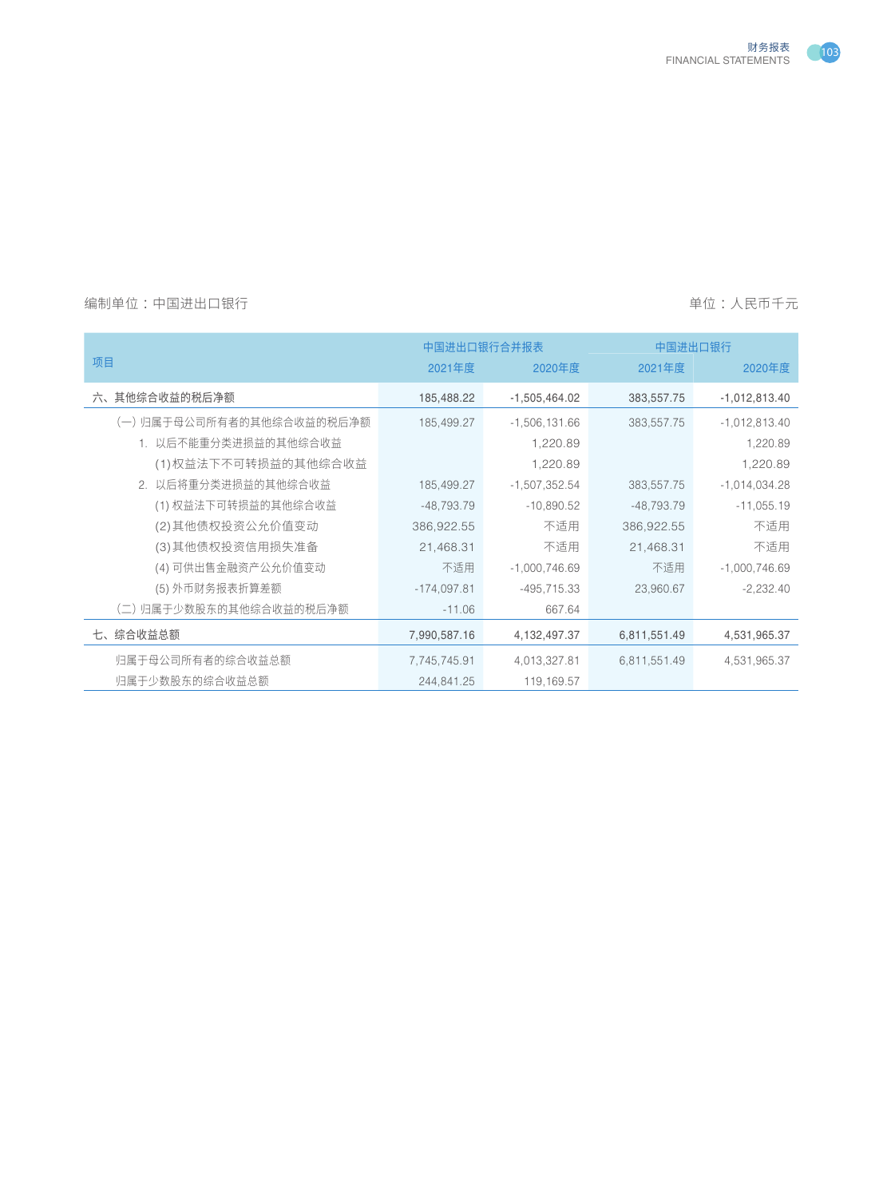编制单位：中国进出口银行 单位：人民币千元

| 项目 | 中国进出口银行合并报表 | | 中国进出口银行 | |
|---|---|---|---|---|
| | 2021年度 | 2020年度 | 2021年度 | 2020年度 |
| 六、其他综合收益的税后净额 | 185,488.22 | -1,505,464.02 | 383,557.75 | -1,012,813.40 |
| （一）归属于母公司所有者的其他综合收益的税后净额 | 185,499.27 | -1,506,131.66 | 383,557.75 | -1,012,813.40 |
| 1. 以后不能重分类进损益的其他综合收益 | | 1,220.89 | | 1,220.89 |
| (1)权益法下不可转损益的其他综合收益 | | 1,220.89 | | 1,220.89 |
| 2. 以后将重分类进损益的其他综合收益 | 185,499.27 | -1,507,352.54 | 383,557.75 | -1,014,034.28 |
| (1) 权益法下可转损益的其他综合收益 | -48,793.79 | -10,890.52 | -48,793.79 | -11,055.19 |
| (2)其他债权投资公允价值变动 | 386,922.55 | 不适用 | 386,922.55 | 不适用 |
| (3)其他债权投资信用损失准备 | 21,468.31 | 不适用 | 21,468.31 | 不适用 |
| (4) 可供出售金融资产公允价值变动 | 不适用 | -1,000,746.69 | 不适用 | -1,000,746.69 |
| (5) 外币财务报表折算差额 | -174,097.81 | -495,715.33 | 23,960.67 | -2,232.40 |
| （二）归属于少数股东的其他综合收益的税后净额 | -11.06 | 667.64 | | |
| 七、综合收益总额 | 7,990,587.16 | 4,132,497.37 | 6,811,551.49 | 4,531,965.37 |
| 归属于母公司所有者的综合收益总额 | 7,745,745.91 | 4,013,327.81 | 6,811,551.49 | 4,531,965.37 |
| 归属于少数股东的综合收益总额 | 244,841.25 | 119,169.57 | | |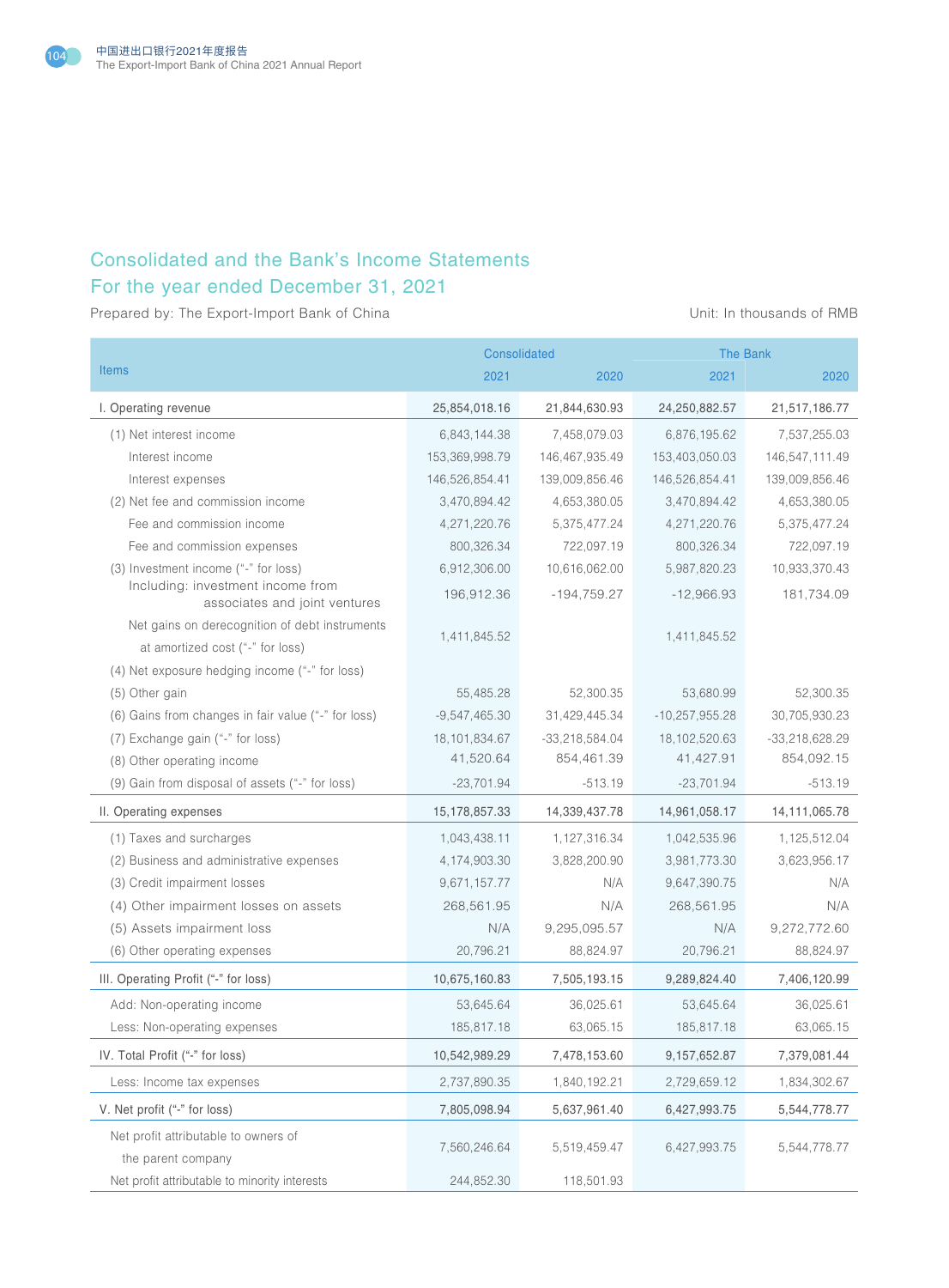## Consolidated and the Bank's Income Statements
## For the year ended December 31, 2021

Prepared by: The Export-Import Bank of China

Unit: In thousands of RMB

| Items | Consolidated | | The Bank | |
|---|---|---|---|---|
| | 2021 | 2020 | 2021 | 2020 |
| I. Operating revenue | 25,854,018.16 | 21,844,630.93 | 24,250,882.57 | 21,517,186.77 |
| (1) Net interest income | 6,843,144.38 | 7,458,079.03 | 6,876,195.62 | 7,537,255.03 |
| Interest income | 153,369,998.79 | 146,467,935.49 | 153,403,050.03 | 146,547,111.49 |
| Interest expenses | 146,526,854.41 | 139,009,856.46 | 146,526,854.41 | 139,009,856.46 |
| (2) Net fee and commission income | 3,470,894.42 | 4,653,380.05 | 3,470,894.42 | 4,653,380.05 |
| Fee and commission income | 4,271,220.76 | 5,375,477.24 | 4,271,220.76 | 5,375,477.24 |
| Fee and commission expenses | 800,326.34 | 722,097.19 | 800,326.34 | 722,097.19 |
| (3) Investment income ("-" for loss) | 6,912,306.00 | 10,616,062.00 | 5,987,820.23 | 10,933,370.43 |
| Including: investment income from associates and joint ventures | 196,912.36 | -194,759.27 | -12,966.93 | 181,734.09 |
| Net gains on derecognition of debt instruments at amortized cost ("-" for loss) | 1,411,845.52 | | 1,411,845.52 | |
| (4) Net exposure hedging income ("-" for loss) | | | | |
| (5) Other gain | 55,485.28 | 52,300.35 | 53,680.99 | 52,300.35 |
| (6) Gains from changes in fair value ("-" for loss) | -9,547,465.30 | 31,429,445.34 | -10,257,955.28 | 30,705,930.23 |
| (7) Exchange gain ("-" for loss) | 18,101,834.67 | -33,218,584.04 | 18,102,520.63 | -33,218,628.29 |
| (8) Other operating income | 41,520.64 | 854,461.39 | 41,427.91 | 854,092.15 |
| (9) Gain from disposal of assets ("-" for loss) | -23,701.94 | -513.19 | -23,701.94 | -513.19 |
| II. Operating expenses | 15,178,857.33 | 14,339,437.78 | 14,961,058.17 | 14,111,065.78 |
| (1) Taxes and surcharges | 1,043,438.11 | 1,127,316.34 | 1,042,535.96 | 1,125,512.04 |
| (2) Business and administrative expenses | 4,174,903.30 | 3,828,200.90 | 3,981,773.30 | 3,623,956.17 |
| (3) Credit impairment losses | 9,671,157.77 | N/A | 9,647,390.75 | N/A |
| (4) Other impairment losses on assets | 268,561.95 | N/A | 268,561.95 | N/A |
| (5) Assets impairment loss | N/A | 9,295,095.57 | N/A | 9,272,772.60 |
| (6) Other operating expenses | 20,796.21 | 88,824.97 | 20,796.21 | 88,824.97 |
| III. Operating Profit ("-" for loss) | 10,675,160.83 | 7,505,193.15 | 9,289,824.40 | 7,406,120.99 |
| Add: Non-operating income | 53,645.64 | 36,025.61 | 53,645.64 | 36,025.61 |
| Less: Non-operating expenses | 185,817.18 | 63,065.15 | 185,817.18 | 63,065.15 |
| IV. Total Profit ("-" for loss) | 10,542,989.29 | 7,478,153.60 | 9,157,652.87 | 7,379,081.44 |
| Less: Income tax expenses | 2,737,890.35 | 1,840,192.21 | 2,729,659.12 | 1,834,302.67 |
| V. Net profit ("-" for loss) | 7,805,098.94 | 5,637,961.40 | 6,427,993.75 | 5,544,778.77 |
| Net profit attributable to owners of the parent company | 7,560,246.64 | 5,519,459.47 | 6,427,993.75 | 5,544,778.77 |
| Net profit attributable to minority interests | 244,852.30 | 118,501.93 | | |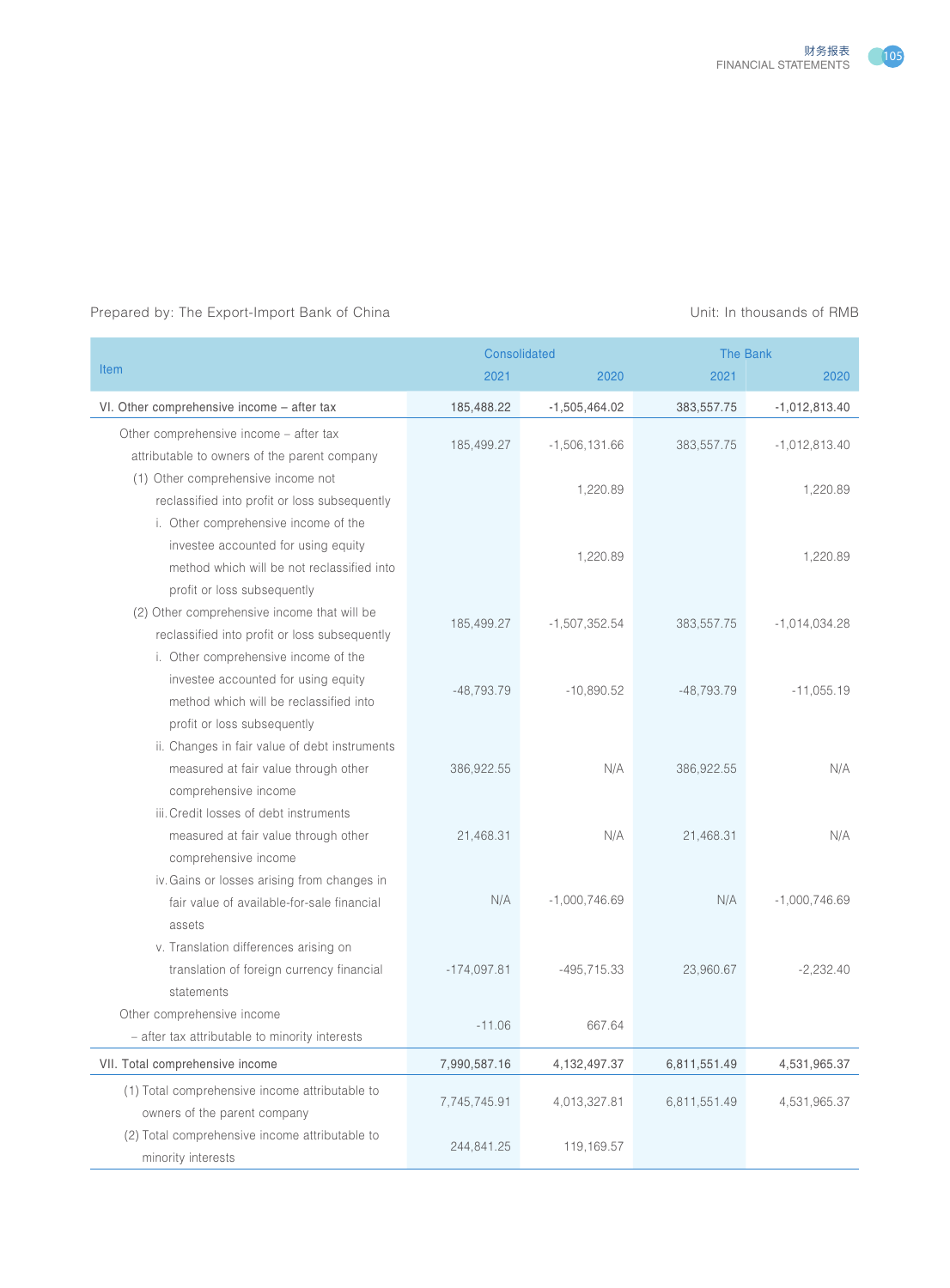Prepared by: The Export-Import Bank of China

Unit: In thousands of RMB

| Item | Consolidated | | The Bank | |
|---|---|---|---|---|
| | 2021 | 2020 | 2021 | 2020 |
| VI. Other comprehensive income – after tax | 185,488.22 | -1,505,464.02 | 383,557.75 | -1,012,813.40 |
| Other comprehensive income – after tax attributable to owners of the parent company | 185,499.27 | -1,506,131.66 | 383,557.75 | -1,012,813.40 |
| (1) Other comprehensive income not reclassified into profit or loss subsequently | | 1,220.89 | | 1,220.89 |
| i. Other comprehensive income of the investee accounted for using equity method which will be not reclassified into profit or loss subsequently | | 1,220.89 | | 1,220.89 |
| (2) Other comprehensive income that will be reclassified into profit or loss subsequently | 185,499.27 | -1,507,352.54 | 383,557.75 | -1,014,034.28 |
| i. Other comprehensive income of the investee accounted for using equity method which will be reclassified into profit or loss subsequently | -48,793.79 | -10,890.52 | -48,793.79 | -11,055.19 |
| ii. Changes in fair value of debt instruments measured at fair value through other comprehensive income | 386,922.55 | N/A | 386,922.55 | N/A |
| iii. Credit losses of debt instruments measured at fair value through other comprehensive income | 21,468.31 | N/A | 21,468.31 | N/A |
| iv. Gains or losses arising from changes in fair value of available-for-sale financial assets | N/A | -1,000,746.69 | N/A | -1,000,746.69 |
| v. Translation differences arising on translation of foreign currency financial statements | -174,097.81 | -495,715.33 | 23,960.67 | -2,232.40 |
| Other comprehensive income – after tax attributable to minority interests | -11.06 | 667.64 | | |
| VII. Total comprehensive income | 7,990,587.16 | 4,132,497.37 | 6,811,551.49 | 4,531,965.37 |
| (1) Total comprehensive income attributable to owners of the parent company | 7,745,745.91 | 4,013,327.81 | 6,811,551.49 | 4,531,965.37 |
| (2) Total comprehensive income attributable to minority interests | 244,841.25 | 119,169.57 | | |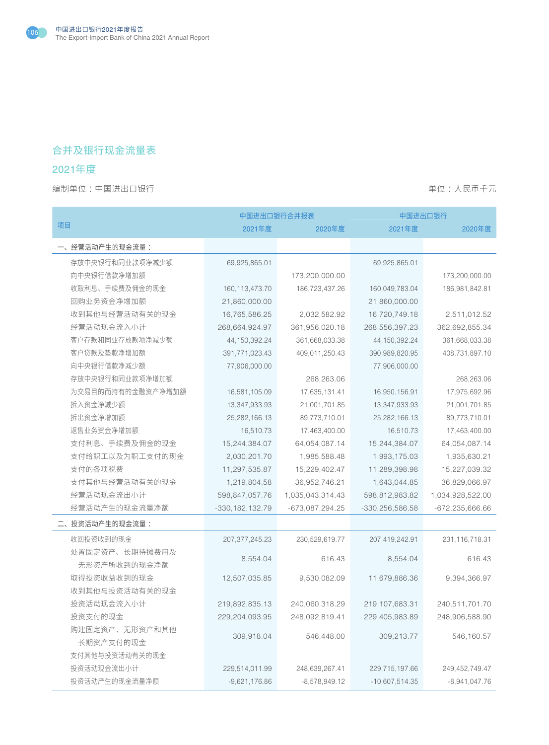## 合并及银行现金流量表

### 2021年度

编制单位：中国进出口银行　　　　　　　　　　　　　　　　　　　　　　　　单位：人民币千元

| 项目 | 中国进出口银行合并报表 | | 中国进出口银行 | |
|---|---|---|---|---|
| | 2021年度 | 2020年度 | 2021年度 | 2020年度 |
| 一、经营活动产生的现金流量： | | | | |
| 存放中央银行和同业款项净减少额 | 69,925,865.01 | | 69,925,865.01 | |
| 向中央银行借款净增加额 | | 173,200,000.00 | | 173,200,000.00 |
| 收取利息、手续费及佣金的现金 | 160,113,473.70 | 186,723,437.26 | 160,049,783.04 | 186,981,842.81 |
| 回购业务资金净增加额 | 21,860,000.00 | | 21,860,000.00 | |
| 收到其他与经营活动有关的现金 | 16,765,586.25 | 2,032,582.92 | 16,720,749.18 | 2,511,012.52 |
| 经营活动现金流入小计 | 268,664,924.97 | 361,956,020.18 | 268,556,397.23 | 362,692,855.34 |
| 客户存款和同业存放款项净减少额 | 44,150,392.24 | 361,668,033.38 | 44,150,392.24 | 361,668,033.38 |
| 客户贷款及垫款净增加额 | 391,771,023.43 | 409,011,250.43 | 390,989,820.95 | 408,731,897.10 |
| 向中央银行借款净减少额 | 77,906,000.00 | | 77,906,000.00 | |
| 存放中央银行和同业款项净增加额 | | 268,263.06 | | 268,263.06 |
| 为交易目的而持有的金融资产净增加额 | 16,581,105.09 | 17,635,131.41 | 16,950,156.91 | 17,975,692.96 |
| 拆入资金净减少额 | 13,347,933.93 | 21,001,701.85 | 13,347,933.93 | 21,001,701.85 |
| 拆出资金净增加额 | 25,282,166.13 | 89,773,710.01 | 25,282,166.13 | 89,773,710.01 |
| 返售业务资金净增加额 | 16,510.73 | 17,463,400.00 | 16,510.73 | 17,463,400.00 |
| 支付利息、手续费及佣金的现金 | 15,244,384.07 | 64,054,087.14 | 15,244,384.07 | 64,054,087.14 |
| 支付给职工以及为职工支付的现金 | 2,030,201.70 | 1,985,588.48 | 1,993,175.03 | 1,935,630.21 |
| 支付的各项税费 | 11,297,535.87 | 15,229,402.47 | 11,289,398.98 | 15,227,039.32 |
| 支付其他与经营活动有关的现金 | 1,219,804.58 | 36,952,746.21 | 1,643,044.85 | 36,829,066.97 |
| 经营活动现金流出小计 | 598,847,057.76 | 1,035,043,314.43 | 598,812,983.82 | 1,034,928,522.00 |
| 经营活动产生的现金流量净额 | -330,182,132.79 | -673,087,294.25 | -330,256,586.58 | -672,235,666.66 |
| 二、投资活动产生的现金流量： | | | | |
| 收回投资收到的现金 | 207,377,245.23 | 230,529,619.77 | 207,419,242.91 | 231,116,718.31 |
| 处置固定资产、长期待摊费用及无形资产所收到的现金净额 | 8,554.04 | 616.43 | 8,554.04 | 616.43 |
| 取得投资收益收到的现金 | 12,507,035.85 | 9,530,082.09 | 11,679,886.36 | 9,394,366.97 |
| 收到其他与投资活动有关的现金 | | | | |
| 投资活动现金流入小计 | 219,892,835.13 | 240,060,318.29 | 219,107,683.31 | 240,511,701.70 |
| 投资支付的现金 | 229,204,093.95 | 248,092,819.41 | 229,405,983.89 | 248,906,588.90 |
| 购建固定资产、无形资产和其他长期资产支付的现金 | 309,918.04 | 546,448.00 | 309,213.77 | 546,160.57 |
| 支付其他与投资活动有关的现金 | | | | |
| 投资活动现金流出小计 | 229,514,011.99 | 248,639,267.41 | 229,715,197.66 | 249,452,749.47 |
| 投资活动产生的现金流量净额 | -9,621,176.86 | -8,578,949.12 | -10,607,514.35 | -8,941,047.76 |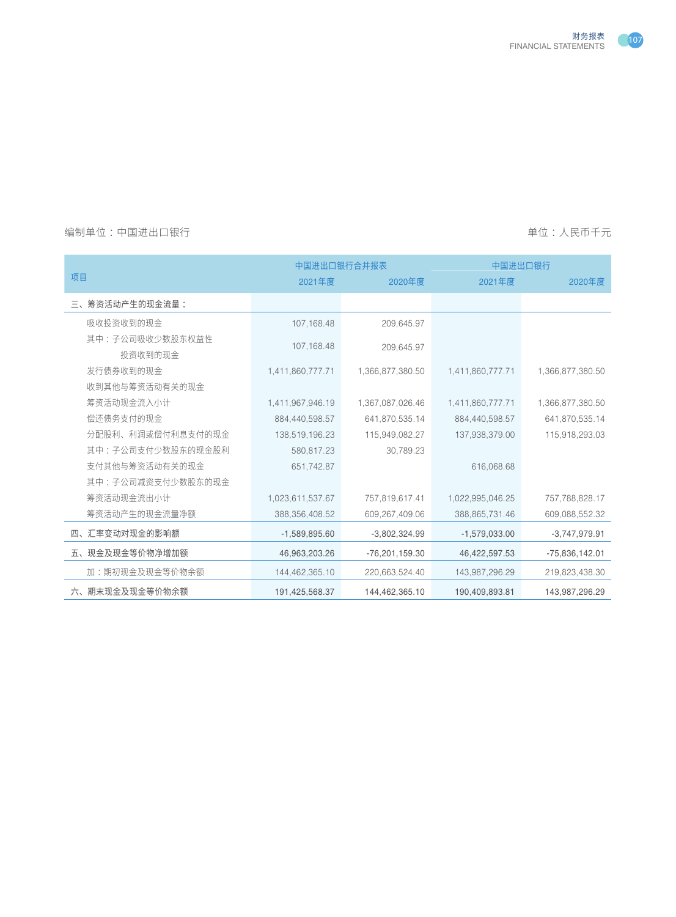编制单位：中国进出口银行

单位：人民币千元

| 项目 | 中国进出口银行合并报表 | | 中国进出口银行 | |
|---|---|---|---|---|
| | 2021年度 | 2020年度 | 2021年度 | 2020年度 |
| 三、筹资活动产生的现金流量： | | | | |
| 吸收投资收到的现金 | 107,168.48 | 209,645.97 | | |
| 其中：子公司吸收少数股东权益性投资收到的现金 | 107,168.48 | 209,645.97 | | |
| 发行债券收到的现金 | 1,411,860,777.71 | 1,366,877,380.50 | 1,411,860,777.71 | 1,366,877,380.50 |
| 收到其他与筹资活动有关的现金 | | | | |
| 筹资活动现金流入小计 | 1,411,967,946.19 | 1,367,087,026.46 | 1,411,860,777.71 | 1,366,877,380.50 |
| 偿还债务支付的现金 | 884,440,598.57 | 641,870,535.14 | 884,440,598.57 | 641,870,535.14 |
| 分配股利、利润或偿付利息支付的现金 | 138,519,196.23 | 115,949,082.27 | 137,938,379.00 | 115,918,293.03 |
| 其中：子公司支付少数股东的现金股利 | 580,817.23 | 30,789.23 | | |
| 支付其他与筹资活动有关的现金 | 651,742.87 | | 616,068.68 | |
| 其中：子公司减资支付少数股东的现金 | | | | |
| 筹资活动现金流出小计 | 1,023,611,537.67 | 757,819,617.41 | 1,022,995,046.25 | 757,788,828.17 |
| 筹资活动产生的现金流量净额 | 388,356,408.52 | 609,267,409.06 | 388,865,731.46 | 609,088,552.32 |
| 四、汇率变动对现金的影响额 | -1,589,895.60 | -3,802,324.99 | -1,579,033.00 | -3,747,979.91 |
| 五、现金及现金等价物净增加额 | 46,963,203.26 | -76,201,159.30 | 46,422,597.53 | -75,836,142.01 |
| 加：期初现金及现金等价物余额 | 144,462,365.10 | 220,663,524.40 | 143,987,296.29 | 219,823,438.30 |
| 六、期末现金及现金等价物余额 | 191,425,568.37 | 144,462,365.10 | 190,409,893.81 | 143,987,296.29 |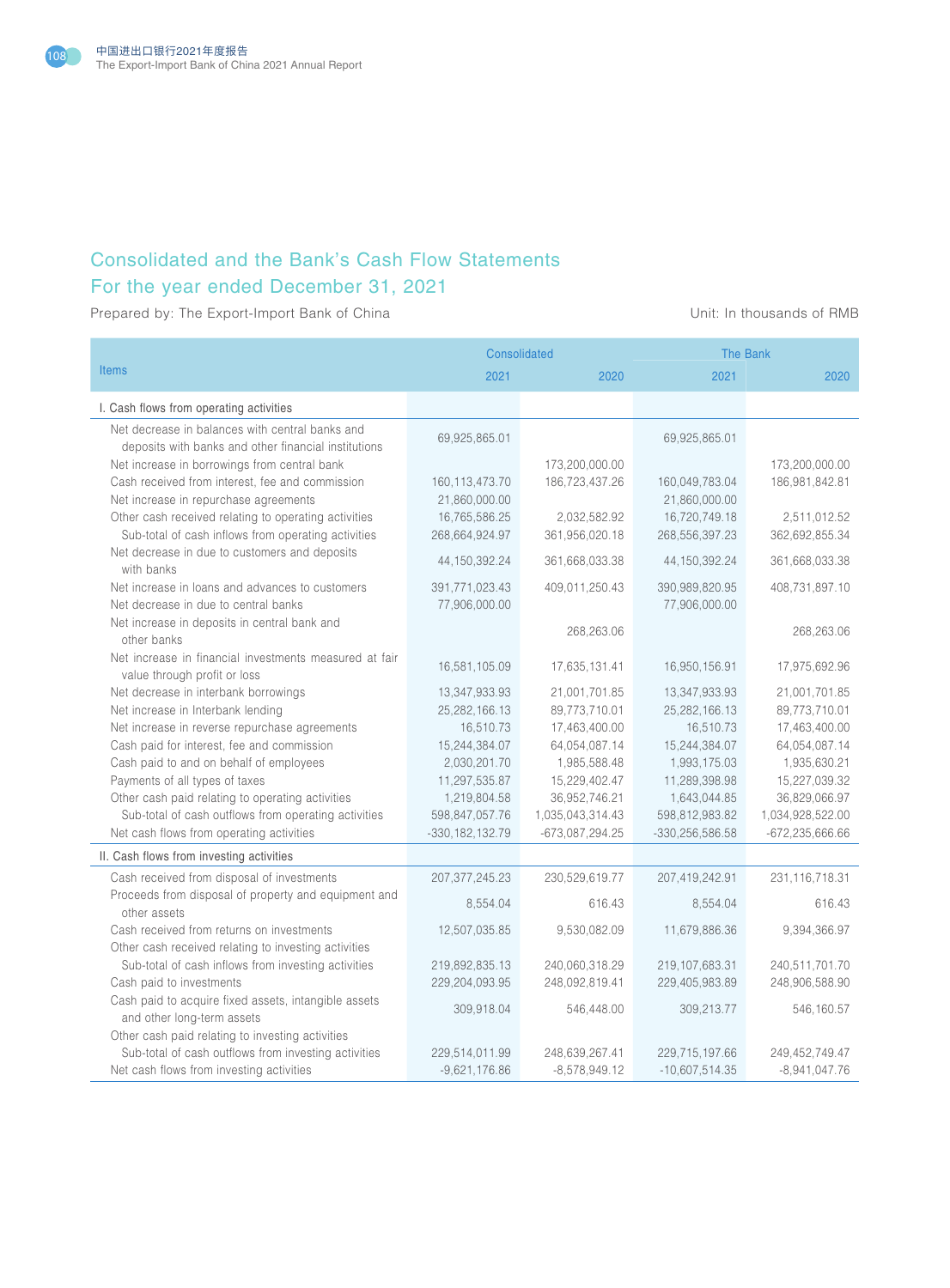# Consolidated and the Bank's Cash Flow Statements
## For the year ended December 31, 2021

Prepared by: The Export-Import Bank of China

Unit: In thousands of RMB

| Items | Consolidated | | The Bank | |
|---|---|---|---|---|
| | 2021 | 2020 | 2021 | 2020 |
| I. Cash flows from operating activities | | | | |
| Net decrease in balances with central banks and deposits with banks and other financial institutions | 69,925,865.01 | | 69,925,865.01 | |
| Net increase in borrowings from central bank | | 173,200,000.00 | | 173,200,000.00 |
| Cash received from interest, fee and commission | 160,113,473.70 | 186,723,437.26 | 160,049,783.04 | 186,981,842.81 |
| Net increase in repurchase agreements | 21,860,000.00 | | 21,860,000.00 | |
| Other cash received relating to operating activities | 16,765,586.25 | 2,032,582.92 | 16,720,749.18 | 2,511,012.52 |
| Sub-total of cash inflows from operating activities | 268,664,924.97 | 361,956,020.18 | 268,556,397.23 | 362,692,855.34 |
| Net decrease in due to customers and deposits with banks | 44,150,392.24 | 361,668,033.38 | 44,150,392.24 | 361,668,033.38 |
| Net increase in loans and advances to customers | 391,771,023.43 | 409,011,250.43 | 390,989,820.95 | 408,731,897.10 |
| Net decrease in due to central banks | 77,906,000.00 | | 77,906,000.00 | |
| Net increase in deposits in central bank and other banks | | 268,263.06 | | 268,263.06 |
| Net increase in financial investments measured at fair value through profit or loss | 16,581,105.09 | 17,635,131.41 | 16,950,156.91 | 17,975,692.96 |
| Net decrease in interbank borrowings | 13,347,933.93 | 21,001,701.85 | 13,347,933.93 | 21,001,701.85 |
| Net increase in Interbank lending | 25,282,166.13 | 89,773,710.01 | 25,282,166.13 | 89,773,710.01 |
| Net increase in reverse repurchase agreements | 16,510.73 | 17,463,400.00 | 16,510.73 | 17,463,400.00 |
| Cash paid for interest, fee and commission | 15,244,384.07 | 64,054,087.14 | 15,244,384.07 | 64,054,087.14 |
| Cash paid to and on behalf of employees | 2,030,201.70 | 1,985,588.48 | 1,993,175.03 | 1,935,630.21 |
| Payments of all types of taxes | 11,297,535.87 | 15,229,402.47 | 11,289,398.98 | 15,227,039.32 |
| Other cash paid relating to operating activities | 1,219,804.58 | 36,952,746.21 | 1,643,044.85 | 36,829,066.97 |
| Sub-total of cash outflows from operating activities | 598,847,057.76 | 1,035,043,314.43 | 598,812,983.82 | 1,034,928,522.00 |
| Net cash flows from operating activities | -330,182,132.79 | -673,087,294.25 | -330,256,586.58 | -672,235,666.66 |
| II. Cash flows from investing activities | | | | |
| Cash received from disposal of investments | 207,377,245.23 | 230,529,619.77 | 207,419,242.91 | 231,116,718.31 |
| Proceeds from disposal of property and equipment and other assets | 8,554.04 | 616.43 | 8,554.04 | 616.43 |
| Cash received from returns on investments | 12,507,035.85 | 9,530,082.09 | 11,679,886.36 | 9,394,366.97 |
| Other cash received relating to investing activities | | | | |
| Sub-total of cash inflows from investing activities | 219,892,835.13 | 240,060,318.29 | 219,107,683.31 | 240,511,701.70 |
| Cash paid to investments | 229,204,093.95 | 248,092,819.41 | 229,405,983.89 | 248,906,588.90 |
| Cash paid to acquire fixed assets, intangible assets and other long-term assets | 309,918.04 | 546,448.00 | 309,213.77 | 546,160.57 |
| Other cash paid relating to investing activities | | | | |
| Sub-total of cash outflows from investing activities | 229,514,011.99 | 248,639,267.41 | 229,715,197.66 | 249,452,749.47 |
| Net cash flows from investing activities | -9,621,176.86 | -8,578,949.12 | -10,607,514.35 | -8,941,047.76 |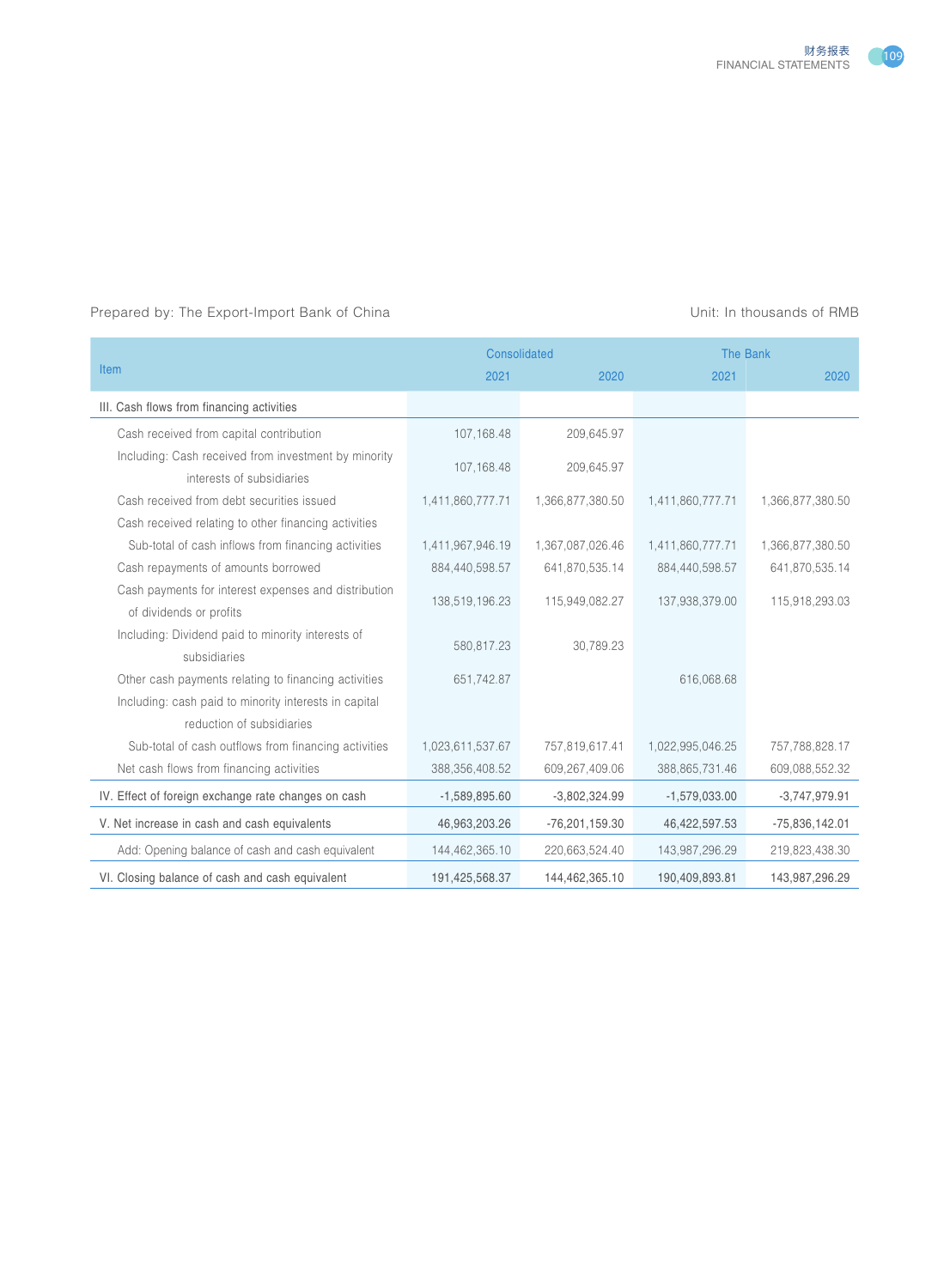Prepared by: The Export-Import Bank of China

Unit: In thousands of RMB

| Item | Consolidated | | The Bank | |
|---|---|---|---|---|
| | 2021 | 2020 | 2021 | 2020 |
| III. Cash flows from financing activities | | | | |
| Cash received from capital contribution | 107,168.48 | 209,645.97 | | |
| Including: Cash received from investment by minority interests of subsidiaries | 107,168.48 | 209,645.97 | | |
| Cash received from debt securities issued | 1,411,860,777.71 | 1,366,877,380.50 | 1,411,860,777.71 | 1,366,877,380.50 |
| Cash received relating to other financing activities | | | | |
| Sub-total of cash inflows from financing activities | 1,411,967,946.19 | 1,367,087,026.46 | 1,411,860,777.71 | 1,366,877,380.50 |
| Cash repayments of amounts borrowed | 884,440,598.57 | 641,870,535.14 | 884,440,598.57 | 641,870,535.14 |
| Cash payments for interest expenses and distribution of dividends or profits | 138,519,196.23 | 115,949,082.27 | 137,938,379.00 | 115,918,293.03 |
| Including: Dividend paid to minority interests of subsidiaries | 580,817.23 | 30,789.23 | | |
| Other cash payments relating to financing activities | 651,742.87 | | 616,068.68 | |
| Including: cash paid to minority interests in capital reduction of subsidiaries | | | | |
| Sub-total of cash outflows from financing activities | 1,023,611,537.67 | 757,819,617.41 | 1,022,995,046.25 | 757,788,828.17 |
| Net cash flows from financing activities | 388,356,408.52 | 609,267,409.06 | 388,865,731.46 | 609,088,552.32 |
| IV. Effect of foreign exchange rate changes on cash | -1,589,895.60 | -3,802,324.99 | -1,579,033.00 | -3,747,979.91 |
| V. Net increase in cash and cash equivalents | 46,963,203.26 | -76,201,159.30 | 46,422,597.53 | -75,836,142.01 |
| Add: Opening balance of cash and cash equivalent | 144,462,365.10 | 220,663,524.40 | 143,987,296.29 | 219,823,438.30 |
| VI. Closing balance of cash and cash equivalent | 191,425,568.37 | 144,462,365.10 | 190,409,893.81 | 143,987,296.29 |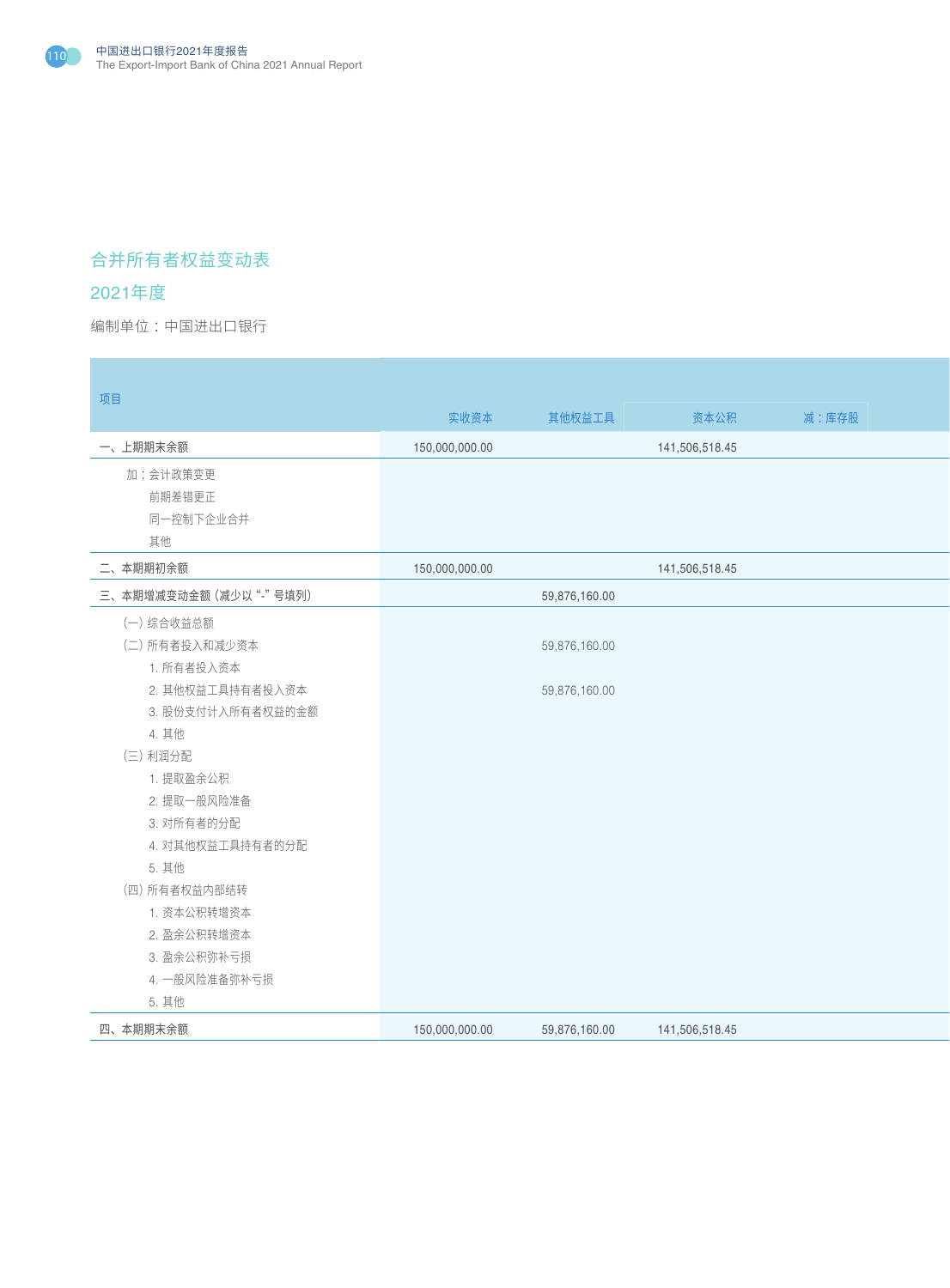## 合并所有者权益变动表

## 2021年度

编制单位：中国进出口银行

| 项目 | 实收资本 | 其他权益工具 | 资本公积 | 减：库存股 |
|---|---|---|---|---|
| 一、上期期末余额 | 150,000,000.00 | | 141,506,518.45 | |
| 加：会计政策变更 | | | | |
| 前期差错更正 | | | | |
| 同一控制下企业合并 | | | | |
| 其他 | | | | |
| 二、本期期初余额 | 150,000,000.00 | | 141,506,518.45 | |
| 三、本期增减变动金额（减少以“-”号填列） | | 59,876,160.00 | | |
| （一）综合收益总额 | | | | |
| （二）所有者投入和减少资本 | | 59,876,160.00 | | |
| 1. 所有者投入资本 | | | | |
| 2. 其他权益工具持有者投入资本 | | 59,876,160.00 | | |
| 3. 股份支付计入所有者权益的金额 | | | | |
| 4. 其他 | | | | |
| （三）利润分配 | | | | |
| 1. 提取盈余公积 | | | | |
| 2. 提取一般风险准备 | | | | |
| 3. 对所有者的分配 | | | | |
| 4. 对其他权益工具持有者的分配 | | | | |
| 5. 其他 | | | | |
| （四）所有者权益内部结转 | | | | |
| 1. 资本公积转增资本 | | | | |
| 2. 盈余公积转增资本 | | | | |
| 3. 盈余公积弥补亏损 | | | | |
| 4. 一般风险准备弥补亏损 | | | | |
| 5. 其他 | | | | |
| 四、本期期末余额 | 150,000,000.00 | 59,876,160.00 | 141,506,518.45 | |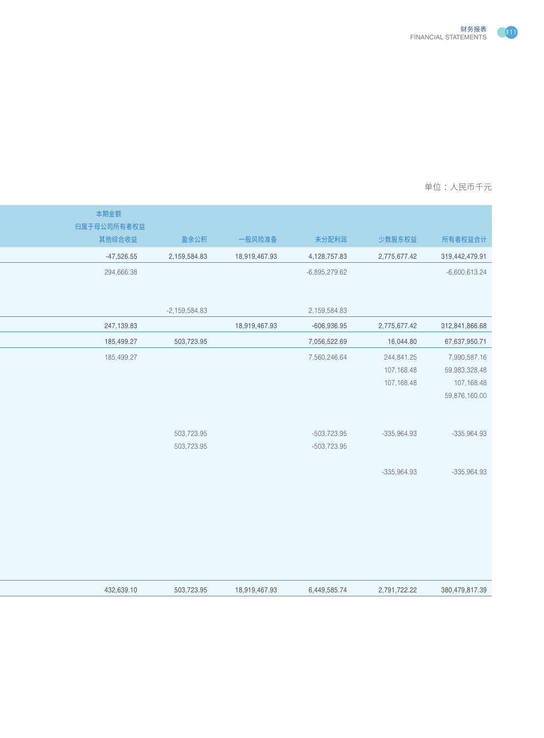单位：人民币千元

| 本期金额 | | | | | |
|---|---|---|---|---|---|
| 归属于母公司所有者权益 | | | | | |
| 其他综合收益 | 盈余公积 | 一般风险准备 | 未分配利润 | 少数股东权益 | 所有者权益合计 |
| -47,526.55 | 2,159,584.83 | 18,919,467.93 | 4,128,757.83 | 2,775,677.42 | 319,442,479.91 |
| 294,666.38 | | | -6,895,279.62 | | -6,600,613.24 |
| | -2,159,584.83 | | 2,159,584.83 | | |
| 247,139.83 | | 18,919,467.93 | -606,936.95 | 2,775,677.42 | 312,841,866.68 |
| 185,499.27 | 503,723.95 | | 7,056,522.69 | 16,044.80 | 67,637,950.71 |
| 185,499.27 | | | 7,560,246.64 | 244,841.25 | 7,990,587.16 |
| | | | | 107,168.48 | 59,983,328.48 |
| | | | | 107,168.48 | 107,168.48 |
| | | | | | 59,876,160.00 |
| | 503,723.95 | | -503,723.95 | -335,964.93 | -335,964.93 |
| | 503,723.95 | | -503,723.95 | | |
| | | | | -335,964.93 | -335,964.93 |
| 432,639.10 | 503,723.95 | 18,919,467.93 | 6,449,585.74 | 2,791,722.22 | 380,479,817.39 |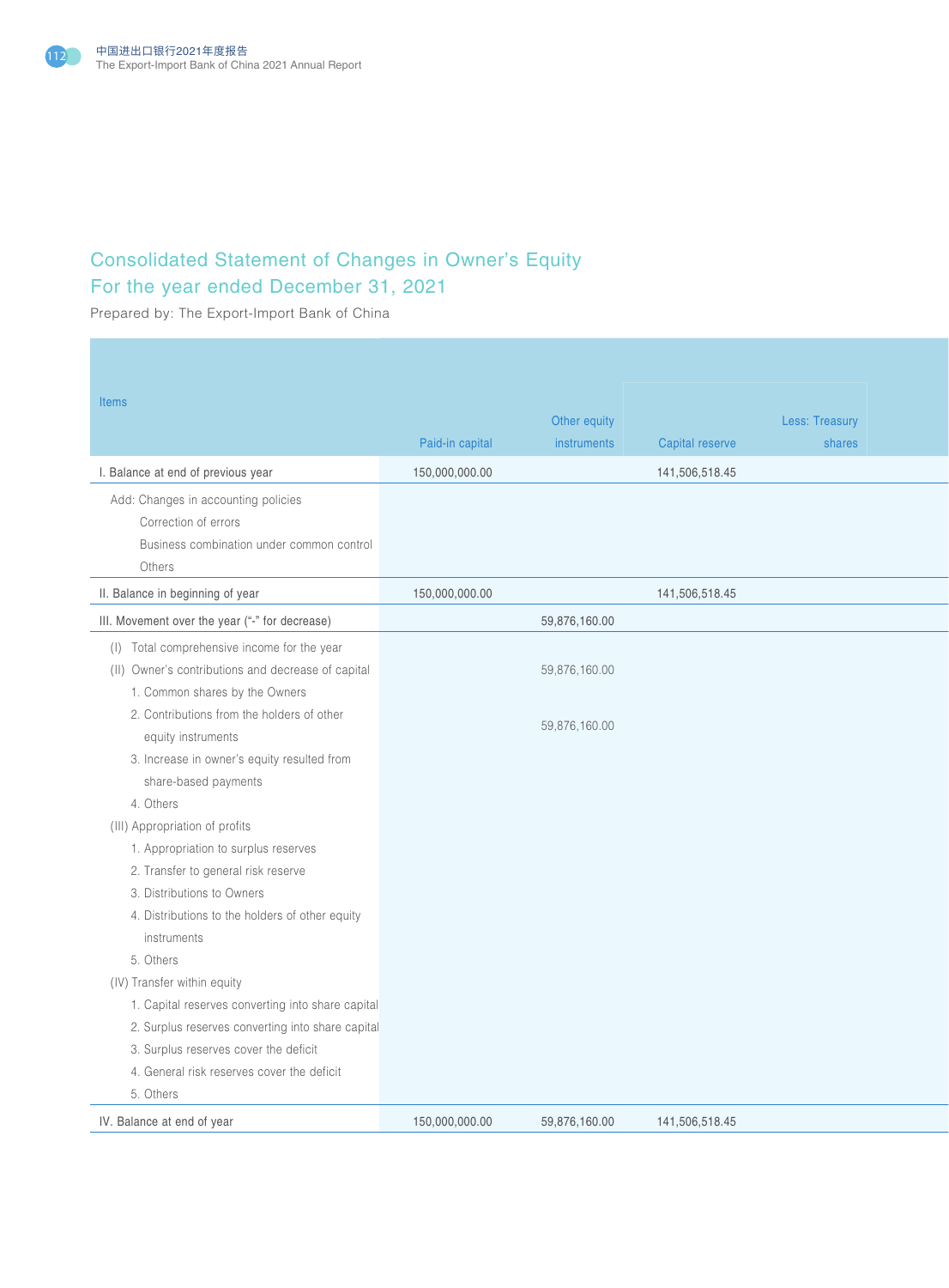# Consolidated Statement of Changes in Owner's Equity
## For the year ended December 31, 2021

Prepared by: The Export-Import Bank of China

| Items | Paid-in capital | Other equity instruments | Capital reserve | Less: Treasury shares |
|---|---|---|---|---|
| I. Balance at end of previous year | 150,000,000.00 | | 141,506,518.45 | |
| Add: Changes in accounting policies | | | | |
| Correction of errors | | | | |
| Business combination under common control | | | | |
| Others | | | | |
| II. Balance in beginning of year | 150,000,000.00 | | 141,506,518.45 | |
| III. Movement over the year ("-" for decrease) | | 59,876,160.00 | | |
| (I) Total comprehensive income for the year | | | | |
| (II) Owner's contributions and decrease of capital | | 59,876,160.00 | | |
| 1. Common shares by the Owners | | | | |
| 2. Contributions from the holders of other equity instruments | | 59,876,160.00 | | |
| 3. Increase in owner's equity resulted from share-based payments | | | | |
| 4. Others | | | | |
| (III) Appropriation of profits | | | | |
| 1. Appropriation to surplus reserves | | | | |
| 2. Transfer to general risk reserve | | | | |
| 3. Distributions to Owners | | | | |
| 4. Distributions to the holders of other equity instruments | | | | |
| 5. Others | | | | |
| (IV) Transfer within equity | | | | |
| 1. Capital reserves converting into share capital | | | | |
| 2. Surplus reserves converting into share capital | | | | |
| 3. Surplus reserves cover the deficit | | | | |
| 4. General risk reserves cover the deficit | | | | |
| 5. Others | | | | |
| IV. Balance at end of year | 150,000,000.00 | 59,876,160.00 | 141,506,518.45 | |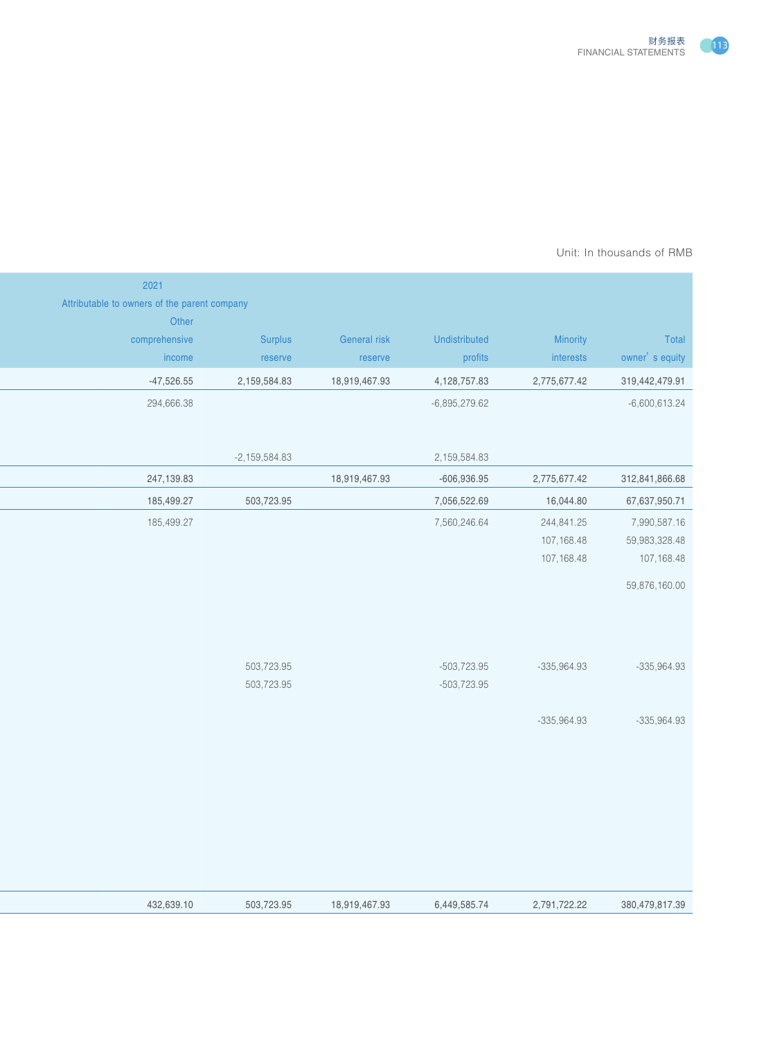Unit: In thousands of RMB

| 2021 | | | | | |
|---|---|---|---|---|---|
| Attributable to owners of the parent company | | | | | |
| Other comprehensive income | Surplus reserve | General risk reserve | Undistributed profits | Minority interests | Total owner's equity |
| -47,526.55 | 2,159,584.83 | 18,919,467.93 | 4,128,757.83 | 2,775,677.42 | 319,442,479.91 |
| 294,666.38 | | | -6,895,279.62 | | -6,600,613.24 |
| | -2,159,584.83 | | 2,159,584.83 | | |
| 247,139.83 | | 18,919,467.93 | -606,936.95 | 2,775,677.42 | 312,841,866.68 |
| 185,499.27 | 503,723.95 | | 7,056,522.69 | 16,044.80 | 67,637,950.71 |
| 185,499.27 | | | 7,560,246.64 | 244,841.25 | 7,990,587.16 |
| | | | | 107,168.48 | 59,983,328.48 |
| | | | | 107,168.48 | 107,168.48 |
| | | | | | 59,876,160.00 |
| | 503,723.95 | | -503,723.95 | -335,964.93 | -335,964.93 |
| | 503,723.95 | | -503,723.95 | | |
| | | | | -335,964.93 | -335,964.93 |
| 432,639.10 | 503,723.95 | 18,919,467.93 | 6,449,585.74 | 2,791,722.22 | 380,479,817.39 |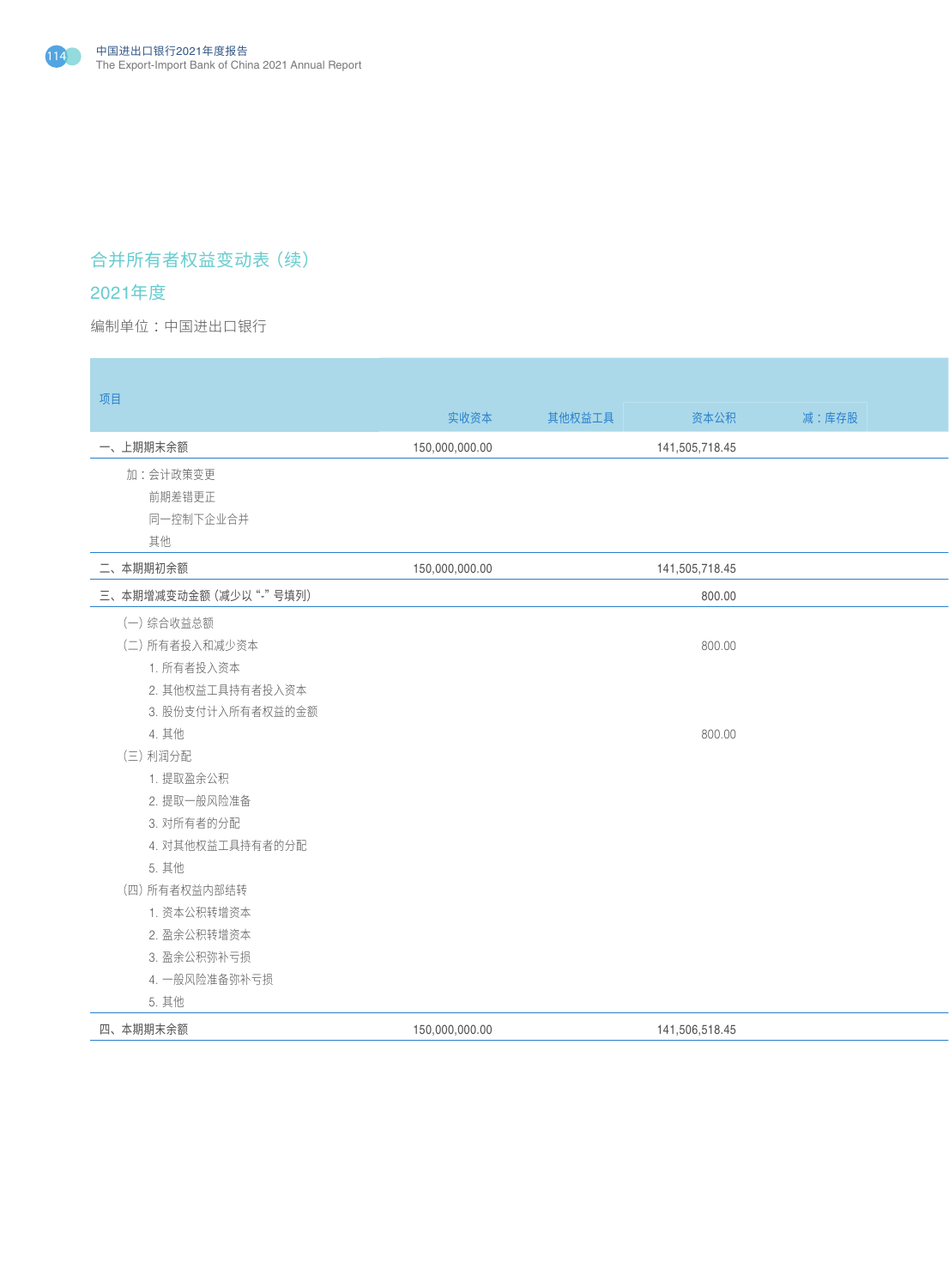## 合并所有者权益变动表（续）

## 2021年度

编制单位：中国进出口银行

| 项目 | 实收资本 | 其他权益工具 | 资本公积 | 减：库存股 |
|---|---|---|---|---|
| 一、上期期末余额 | 150,000,000.00 | | 141,505,718.45 | |
| 加：会计政策变更 | | | | |
| 前期差错更正 | | | | |
| 同一控制下企业合并 | | | | |
| 其他 | | | | |
| 二、本期期初余额 | 150,000,000.00 | | 141,505,718.45 | |
| 三、本期增减变动金额（减少以 “-” 号填列） | | | 800.00 | |
| （一）综合收益总额 | | | | |
| （二）所有者投入和减少资本 | | | 800.00 | |
| 1. 所有者投入资本 | | | | |
| 2. 其他权益工具持有者投入资本 | | | | |
| 3. 股份支付计入所有者权益的金额 | | | | |
| 4. 其他 | | | 800.00 | |
| （三）利润分配 | | | | |
| 1. 提取盈余公积 | | | | |
| 2. 提取一般风险准备 | | | | |
| 3. 对所有者的分配 | | | | |
| 4. 对其他权益工具持有者的分配 | | | | |
| 5. 其他 | | | | |
| （四）所有者权益内部结转 | | | | |
| 1. 资本公积转增资本 | | | | |
| 2. 盈余公积转增资本 | | | | |
| 3. 盈余公积弥补亏损 | | | | |
| 4. 一般风险准备弥补亏损 | | | | |
| 5. 其他 | | | | |
| 四、本期期末余额 | 150,000,000.00 | | 141,506,518.45 | |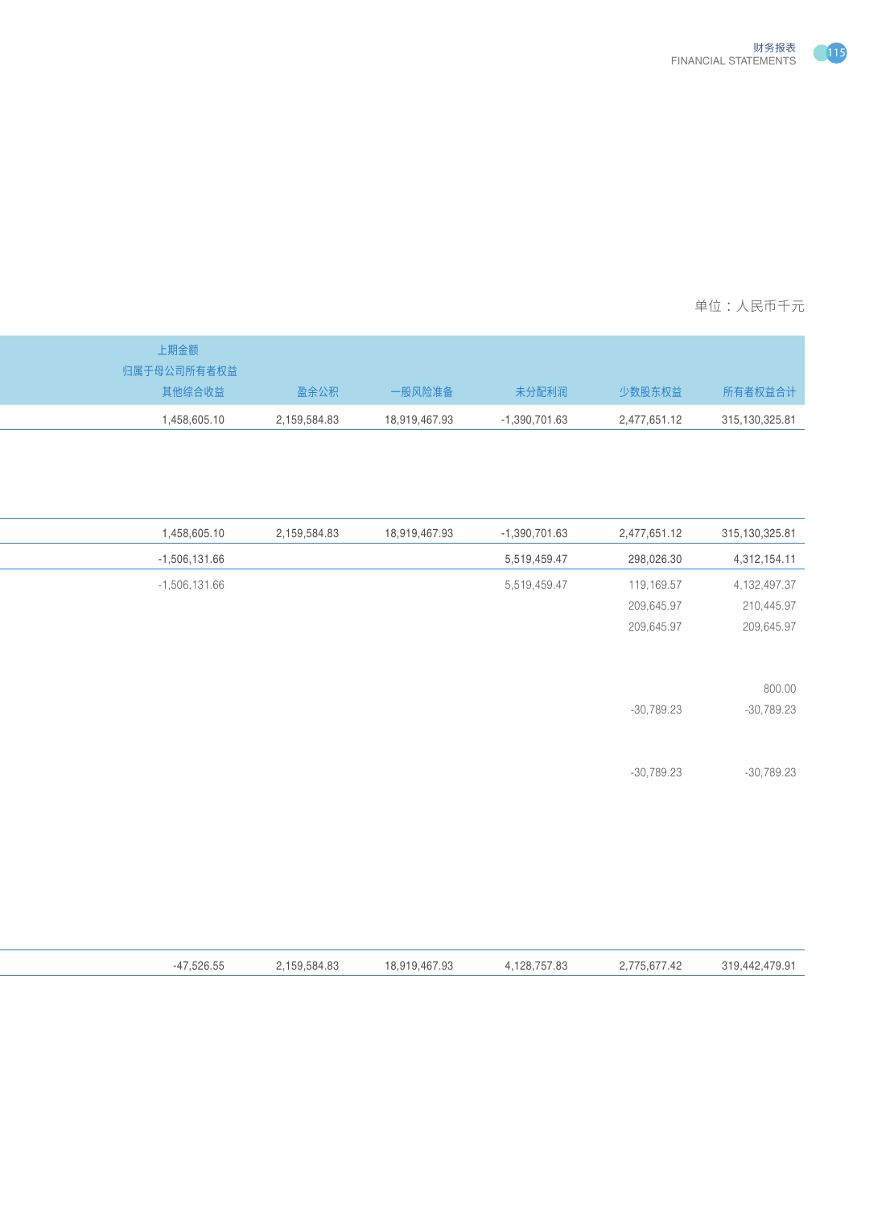单位：人民币千元

| 上期金额<br>归属于母公司所有者权益<br>其他综合收益 | 盈余公积 | 一般风险准备 | 未分配利润 | 少数股东权益 | 所有者权益合计 |
|---|---|---|---|---|---|
| 1,458,605.10 | 2,159,584.83 | 18,919,467.93 | -1,390,701.63 | 2,477,651.12 | 315,130,325.81 |
| | | | | | |
| 1,458,605.10 | 2,159,584.83 | 18,919,467.93 | -1,390,701.63 | 2,477,651.12 | 315,130,325.81 |
| -1,506,131.66 | | | 5,519,459.47 | 298,026.30 | 4,312,154.11 |
| -1,506,131.66 | | | 5,519,459.47 | 119,169.57 | 4,132,497.37 |
| | | | | 209,645.97 | 210,445.97 |
| | | | | 209,645.97 | 209,645.97 |
| | | | | | |
| | | | | | 800.00 |
| | | | | -30,789.23 | -30,789.23 |
| | | | | | |
| | | | | -30,789.23 | -30,789.23 |
| | | | | | |
| -47,526.55 | 2,159,584.83 | 18,919,467.93 | 4,128,757.83 | 2,775,677.42 | 319,442,479.91 |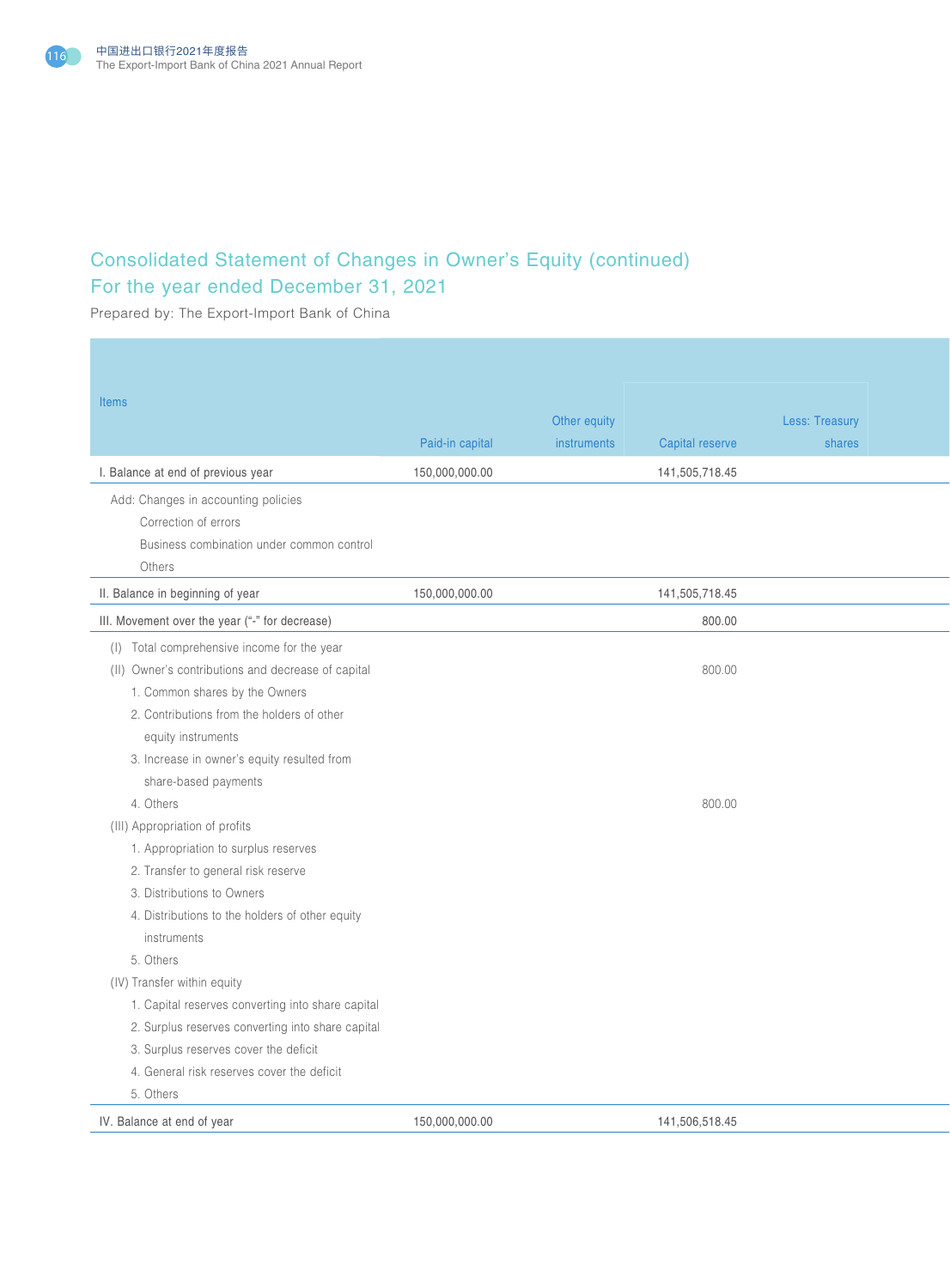# Consolidated Statement of Changes in Owner's Equity (continued)
## For the year ended December 31, 2021

Prepared by: The Export-Import Bank of China

| Items | Paid-in capital | Other equity instruments | Capital reserve | Less: Treasury shares |
|---|---|---|---|---|
| I. Balance at end of previous year | 150,000,000.00 | | 141,505,718.45 | |
| Add: Changes in accounting policies | | | | |
| Correction of errors | | | | |
| Business combination under common control | | | | |
| Others | | | | |
| II. Balance in beginning of year | 150,000,000.00 | | 141,505,718.45 | |
| III. Movement over the year ("-" for decrease) | | | 800.00 | |
| (I) Total comprehensive income for the year | | | | |
| (II) Owner's contributions and decrease of capital | | | 800.00 | |
| 1. Common shares by the Owners | | | | |
| 2. Contributions from the holders of other equity instruments | | | | |
| 3. Increase in owner's equity resulted from share-based payments | | | | |
| 4. Others | | | 800.00 | |
| (III) Appropriation of profits | | | | |
| 1. Appropriation to surplus reserves | | | | |
| 2. Transfer to general risk reserve | | | | |
| 3. Distributions to Owners | | | | |
| 4. Distributions to the holders of other equity instruments | | | | |
| 5. Others | | | | |
| (IV) Transfer within equity | | | | |
| 1. Capital reserves converting into share capital | | | | |
| 2. Surplus reserves converting into share capital | | | | |
| 3. Surplus reserves cover the deficit | | | | |
| 4. General risk reserves cover the deficit | | | | |
| 5. Others | | | | |
| IV. Balance at end of year | 150,000,000.00 | | 141,506,518.45 | |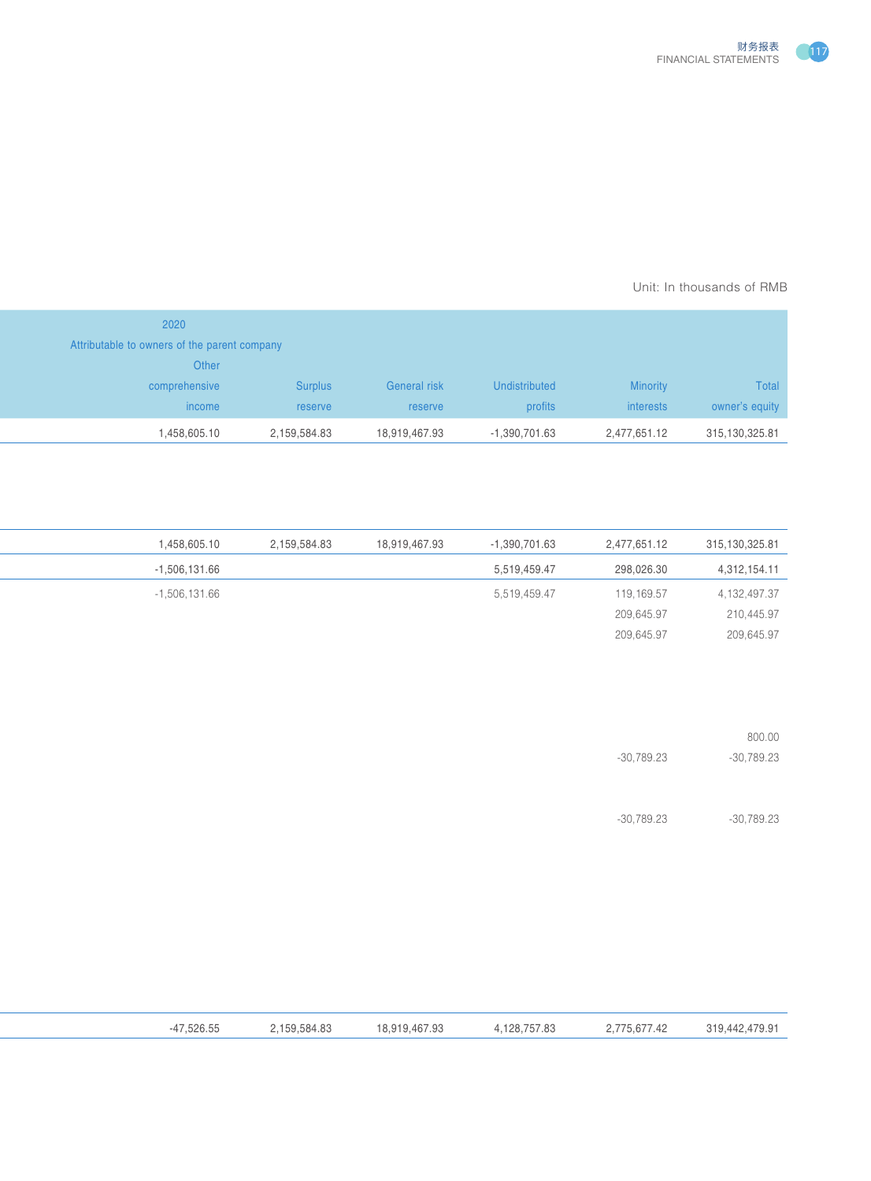Unit: In thousands of RMB

| 2020 | | | | | |
|---|---|---|---|---|---|
| Attributable to owners of the parent company | | | | | |
| Other comprehensive income | Surplus reserve | General risk reserve | Undistributed profits | Minority interests | Total owner's equity |
| 1,458,605.10 | 2,159,584.83 | 18,919,467.93 | -1,390,701.63 | 2,477,651.12 | 315,130,325.81 |
| | | | | | |
| | | | | | |
| 1,458,605.10 | 2,159,584.83 | 18,919,467.93 | -1,390,701.63 | 2,477,651.12 | 315,130,325.81 |
| -1,506,131.66 | | | 5,519,459.47 | 298,026.30 | 4,312,154.11 |
| -1,506,131.66 | | | 5,519,459.47 | 119,169.57 | 4,132,497.37 |
| | | | | 209,645.97 | 210,445.97 |
| | | | | 209,645.97 | 209,645.97 |
| | | | | | |
| | | | | | |
| | | | | | 800.00 |
| | | | | -30,789.23 | -30,789.23 |
| | | | | | |
| | | | | -30,789.23 | -30,789.23 |
| | | | | | |
| -47,526.55 | 2,159,584.83 | 18,919,467.93 | 4,128,757.83 | 2,775,677.42 | 319,442,479.91 |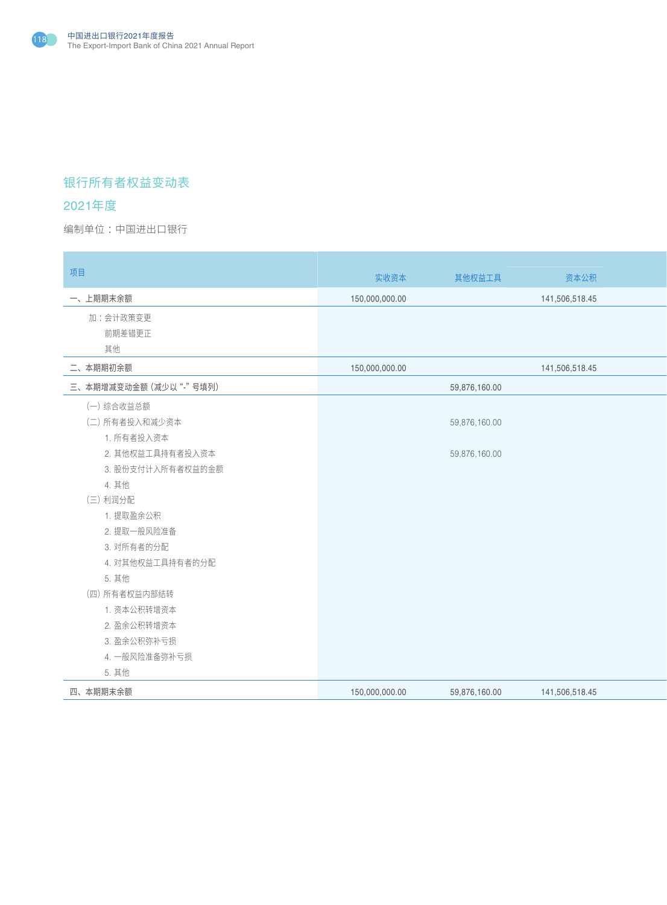## 银行所有者权益变动表

## 2021年度

编制单位：中国进出口银行

| 项目 | 实收资本 | 其他权益工具 | 资本公积 |
|---|---|---|---|
| 一、上期期末余额 | 150,000,000.00 | | 141,506,518.45 |
| 加：会计政策变更 | | | |
| 前期差错更正 | | | |
| 其他 | | | |
| 二、本期期初余额 | 150,000,000.00 | | 141,506,518.45 |
| 三、本期增减变动金额（减少以“-”号填列） | | 59,876,160.00 | |
| （一）综合收益总额 | | | |
| （二）所有者投入和减少资本 | | 59,876,160.00 | |
| 1. 所有者投入资本 | | | |
| 2. 其他权益工具持有者投入资本 | | 59,876,160.00 | |
| 3. 股份支付计入所有者权益的金额 | | | |
| 4. 其他 | | | |
| （三）利润分配 | | | |
| 1. 提取盈余公积 | | | |
| 2. 提取一般风险准备 | | | |
| 3. 对所有者的分配 | | | |
| 4. 对其他权益工具持有者的分配 | | | |
| 5. 其他 | | | |
| （四）所有者权益内部结转 | | | |
| 1. 资本公积转增资本 | | | |
| 2. 盈余公积转增资本 | | | |
| 3. 盈余公积弥补亏损 | | | |
| 4. 一般风险准备弥补亏损 | | | |
| 5. 其他 | | | |
| 四、本期期末余额 | 150,000,000.00 | 59,876,160.00 | 141,506,518.45 |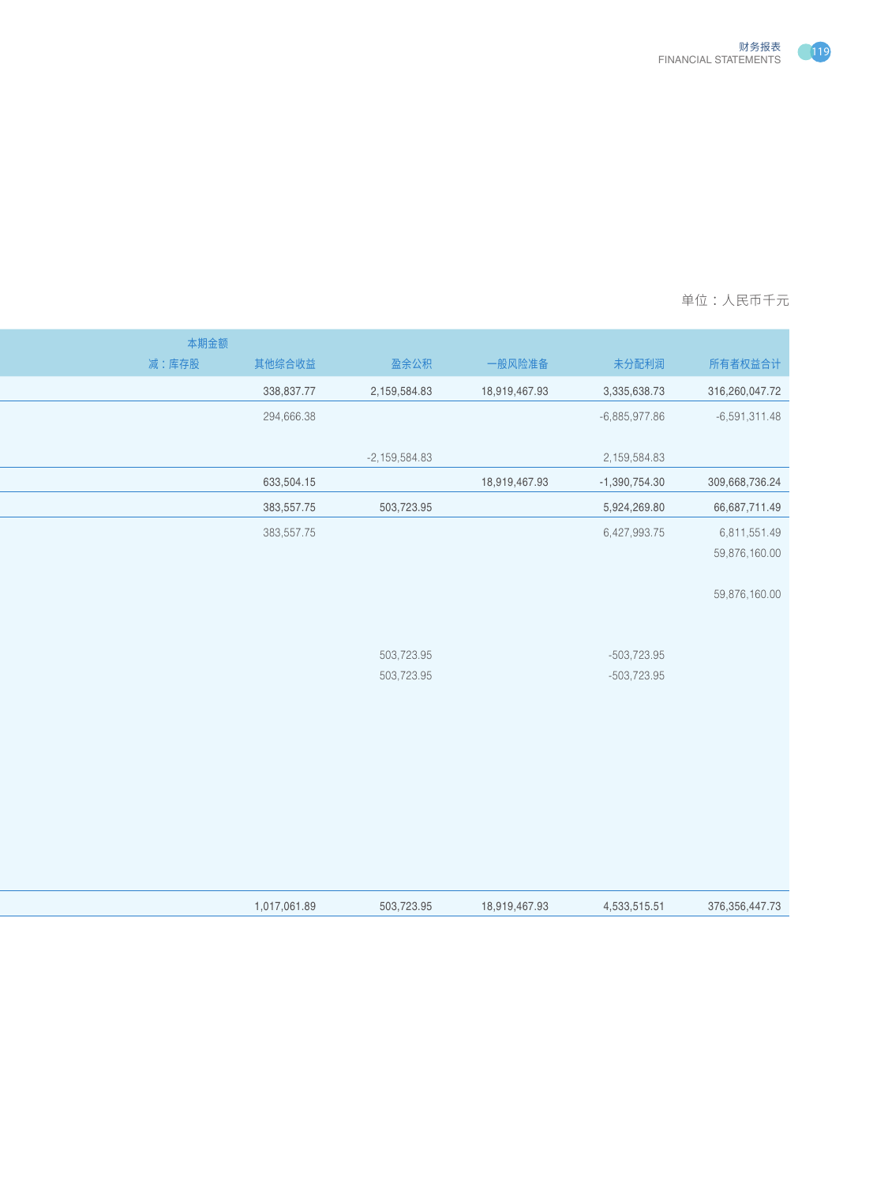单位：人民币千元

| 本期金额<br>减：库存股 | 其他综合收益 | 盈余公积 | 一般风险准备 | 未分配利润 | 所有者权益合计 |
|---|---|---|---|---|---|
| | 338,837.77 | 2,159,584.83 | 18,919,467.93 | 3,335,638.73 | 316,260,047.72 |
| | 294,666.38 | | | -6,885,977.86 | -6,591,311.48 |
| | | -2,159,584.83 | | 2,159,584.83 | |
| | 633,504.15 | | 18,919,467.93 | -1,390,754.30 | 309,668,736.24 |
| | 383,557.75 | 503,723.95 | | 5,924,269.80 | 66,687,711.49 |
| | 383,557.75 | | | 6,427,993.75 | 6,811,551.49 |
| | | | | | 59,876,160.00 |
| | | | | | 59,876,160.00 |
| | | 503,723.95 | | -503,723.95 | |
| | | 503,723.95 | | -503,723.95 | |
| | 1,017,061.89 | 503,723.95 | 18,919,467.93 | 4,533,515.51 | 376,356,447.73 |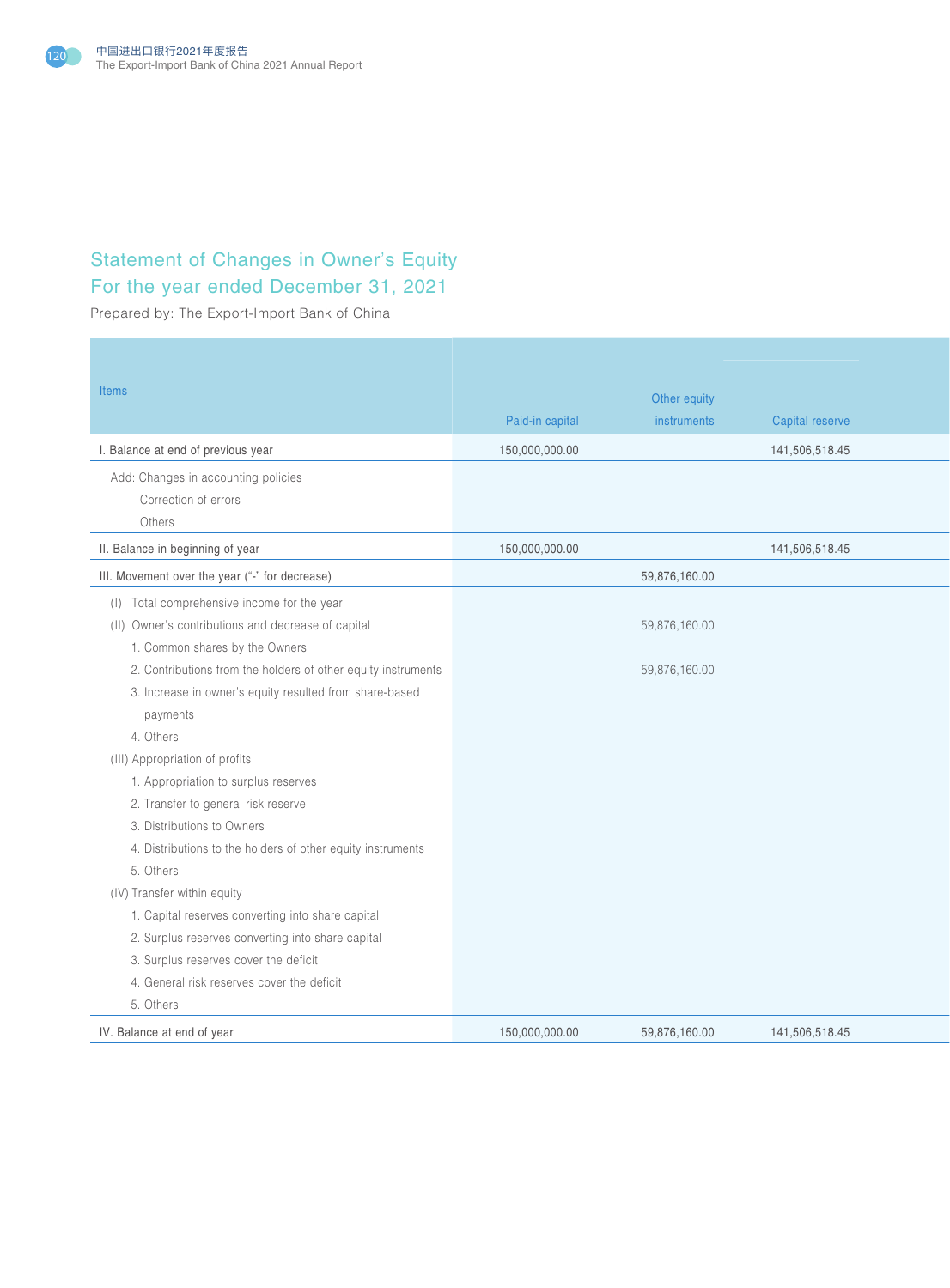# Statement of Changes in Owner's Equity
## For the year ended December 31, 2021

Prepared by: The Export-Import Bank of China

| Items | Paid-in capital | Other equity instruments | Capital reserve |
|---|---|---|---|
| I. Balance at end of previous year | 150,000,000.00 | | 141,506,518.45 |
| Add: Changes in accounting policies | | | |
| Correction of errors | | | |
| Others | | | |
| II. Balance in beginning of year | 150,000,000.00 | | 141,506,518.45 |
| III. Movement over the year ("-" for decrease) | | 59,876,160.00 | |
| (I) Total comprehensive income for the year | | | |
| (II) Owner's contributions and decrease of capital | | 59,876,160.00 | |
| 1. Common shares by the Owners | | | |
| 2. Contributions from the holders of other equity instruments | | 59,876,160.00 | |
| 3. Increase in owner's equity resulted from share-based payments | | | |
| 4. Others | | | |
| (III) Appropriation of profits | | | |
| 1. Appropriation to surplus reserves | | | |
| 2. Transfer to general risk reserve | | | |
| 3. Distributions to Owners | | | |
| 4. Distributions to the holders of other equity instruments | | | |
| 5. Others | | | |
| (IV) Transfer within equity | | | |
| 1. Capital reserves converting into share capital | | | |
| 2. Surplus reserves converting into share capital | | | |
| 3. Surplus reserves cover the deficit | | | |
| 4. General risk reserves cover the deficit | | | |
| 5. Others | | | |
| IV. Balance at end of year | 150,000,000.00 | 59,876,160.00 | 141,506,518.45 |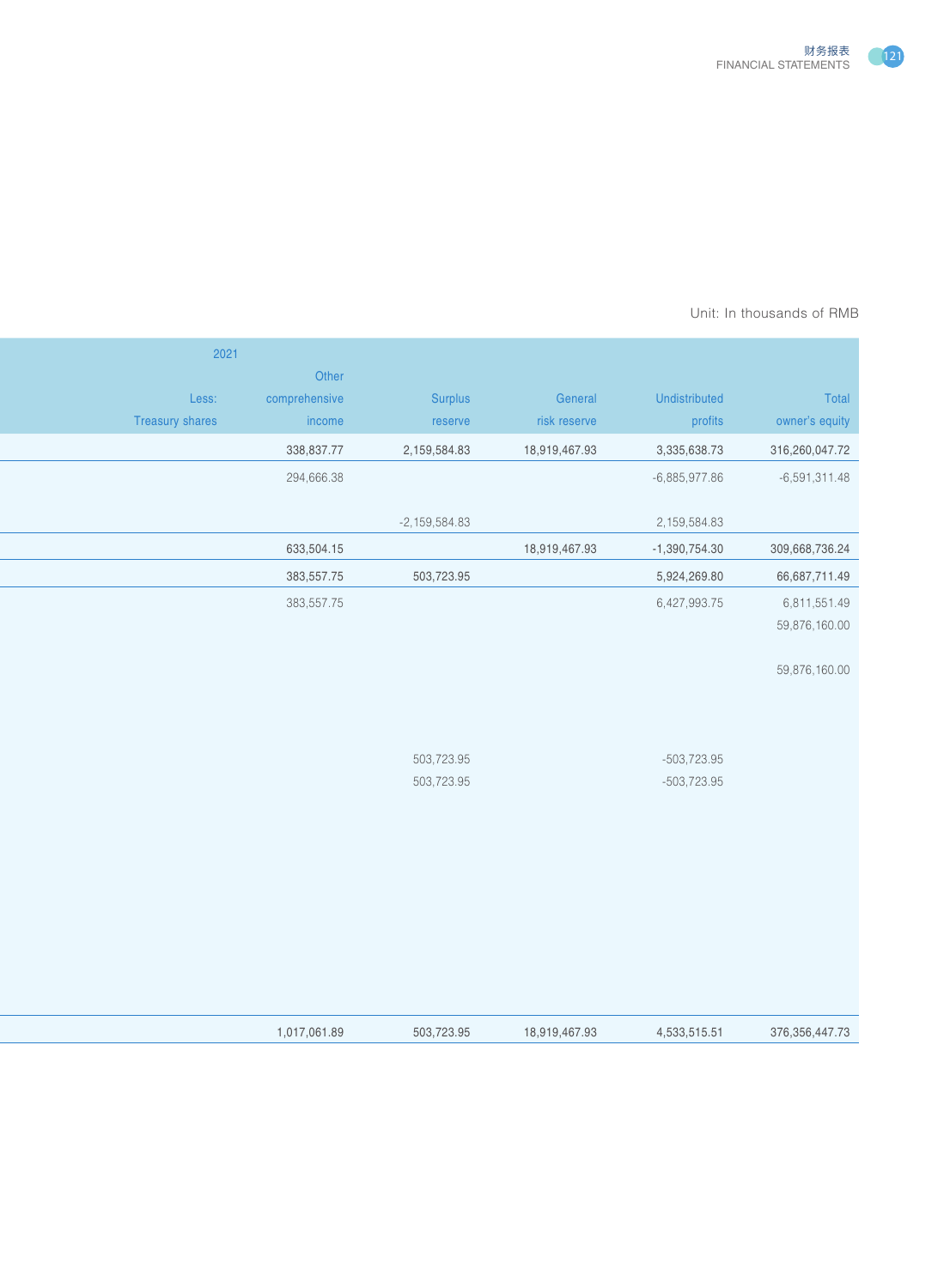Unit: In thousands of RMB

| 2021 Less: Treasury shares | Other comprehensive income | Surplus reserve | General risk reserve | Undistributed profits | Total owner's equity |
|---|---|---|---|---|---|
| | 338,837.77 | 2,159,584.83 | 18,919,467.93 | 3,335,638.73 | 316,260,047.72 |
| | 294,666.38 | | | -6,885,977.86 | -6,591,311.48 |
| | | -2,159,584.83 | | 2,159,584.83 | |
| | 633,504.15 | | 18,919,467.93 | -1,390,754.30 | 309,668,736.24 |
| | 383,557.75 | 503,723.95 | | 5,924,269.80 | 66,687,711.49 |
| | 383,557.75 | | | 6,427,993.75 | 6,811,551.49 |
| | | | | | 59,876,160.00 |
| | | | | | |
| | | | | | 59,876,160.00 |
| | | | | | |
| | | | | | |
| | | | | | |
| | | | | | |
| | | 503,723.95 | | -503,723.95 | |
| | | 503,723.95 | | -503,723.95 | |
| | | | | | |
| | 1,017,061.89 | 503,723.95 | 18,919,467.93 | 4,533,515.51 | 376,356,447.73 |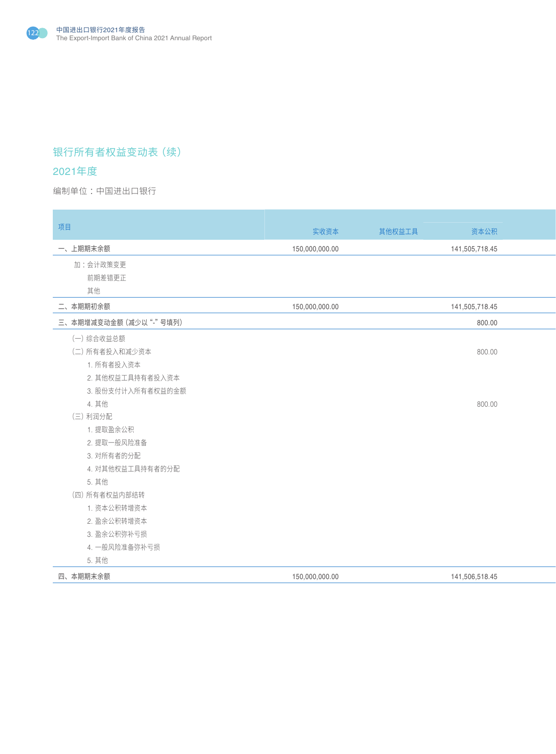## 银行所有者权益变动表（续）

## 2021年度

编制单位：中国进出口银行

| 项目 | 实收资本 | 其他权益工具 | 资本公积 |
|---|---|---|---|
| 一、上期期末余额 | 150,000,000.00 | | 141,505,718.45 |
| 加：会计政策变更 | | | |
| 前期差错更正 | | | |
| 其他 | | | |
| 二、本期期初余额 | 150,000,000.00 | | 141,505,718.45 |
| 三、本期增减变动金额（减少以"-"号填列） | | | 800.00 |
| （一）综合收益总额 | | | |
| （二）所有者投入和减少资本 | | | 800.00 |
| 1. 所有者投入资本 | | | |
| 2. 其他权益工具持有者投入资本 | | | |
| 3. 股份支付计入所有者权益的金额 | | | |
| 4. 其他 | | | 800.00 |
| （三）利润分配 | | | |
| 1. 提取盈余公积 | | | |
| 2. 提取一般风险准备 | | | |
| 3. 对所有者的分配 | | | |
| 4. 对其他权益工具持有者的分配 | | | |
| 5. 其他 | | | |
| （四）所有者权益内部结转 | | | |
| 1. 资本公积转增资本 | | | |
| 2. 盈余公积转增资本 | | | |
| 3. 盈余公积弥补亏损 | | | |
| 4. 一般风险准备弥补亏损 | | | |
| 5. 其他 | | | |
| 四、本期期末余额 | 150,000,000.00 | | 141,506,518.45 |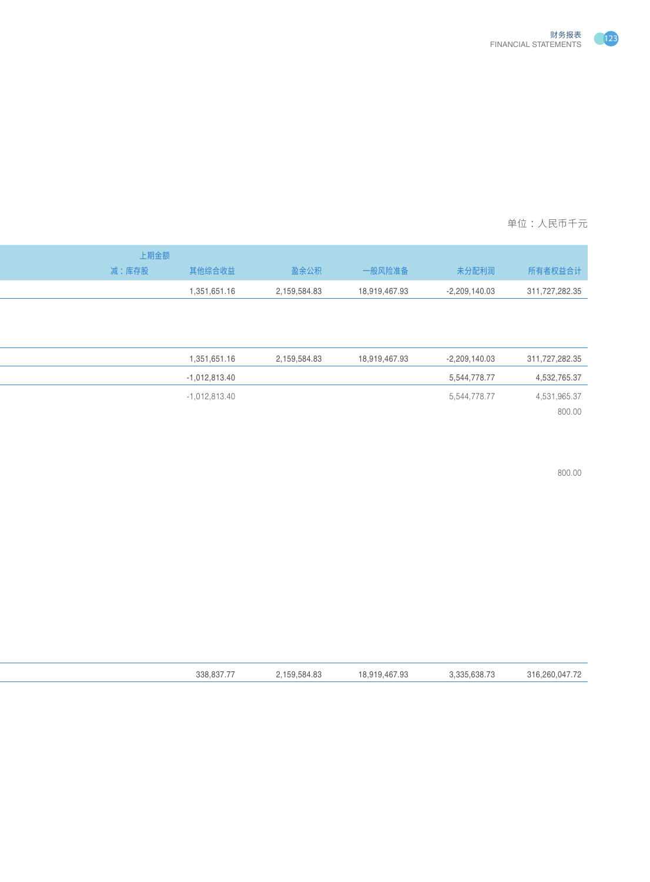单位：人民币千元

| 上期金额 | | | | | |
|---|---|---|---|---|---|
| 减：库存股 | 其他综合收益 | 盈余公积 | 一般风险准备 | 未分配利润 | 所有者权益合计 |
| | 1,351,651.16 | 2,159,584.83 | 18,919,467.93 | -2,209,140.03 | 311,727,282.35 |
| | | | | | |
| | 1,351,651.16 | 2,159,584.83 | 18,919,467.93 | -2,209,140.03 | 311,727,282.35 |
| | -1,012,813.40 | | | 5,544,778.77 | 4,532,765.37 |
| | -1,012,813.40 | | | 5,544,778.77 | 4,531,965.37 |
| | | | | | 800.00 |
| | | | | | 800.00 |
| | 338,837.77 | 2,159,584.83 | 18,919,467.93 | 3,335,638.73 | 316,260,047.72 |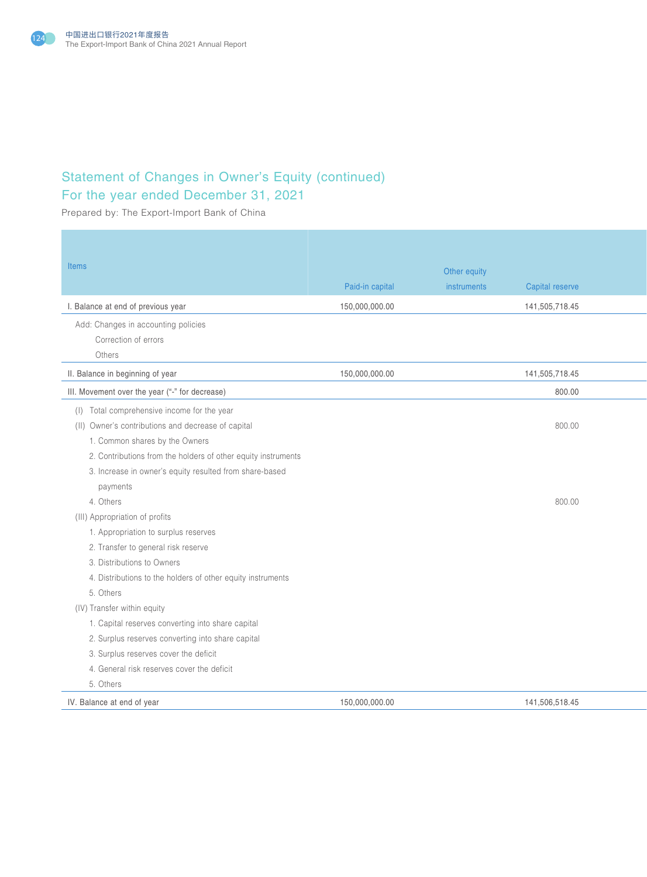## Statement of Changes in Owner's Equity (continued)
## For the year ended December 31, 2021

Prepared by: The Export-Import Bank of China

| Items | Paid-in capital | Other equity instruments | Capital reserve |
|---|---|---|---|
| I. Balance at end of previous year | 150,000,000.00 | | 141,505,718.45 |
| Add: Changes in accounting policies | | | |
| Correction of errors | | | |
| Others | | | |
| II. Balance in beginning of year | 150,000,000.00 | | 141,505,718.45 |
| III. Movement over the year ("-" for decrease) | | | 800.00 |
| (I) Total comprehensive income for the year | | | |
| (II) Owner's contributions and decrease of capital | | | 800.00 |
| 1. Common shares by the Owners | | | |
| 2. Contributions from the holders of other equity instruments | | | |
| 3. Increase in owner's equity resulted from share-based payments | | | |
| 4. Others | | | 800.00 |
| (III) Appropriation of profits | | | |
| 1. Appropriation to surplus reserves | | | |
| 2. Transfer to general risk reserve | | | |
| 3. Distributions to Owners | | | |
| 4. Distributions to the holders of other equity instruments | | | |
| 5. Others | | | |
| (IV) Transfer within equity | | | |
| 1. Capital reserves converting into share capital | | | |
| 2. Surplus reserves converting into share capital | | | |
| 3. Surplus reserves cover the deficit | | | |
| 4. General risk reserves cover the deficit | | | |
| 5. Others | | | |
| IV. Balance at end of year | 150,000,000.00 | | 141,506,518.45 |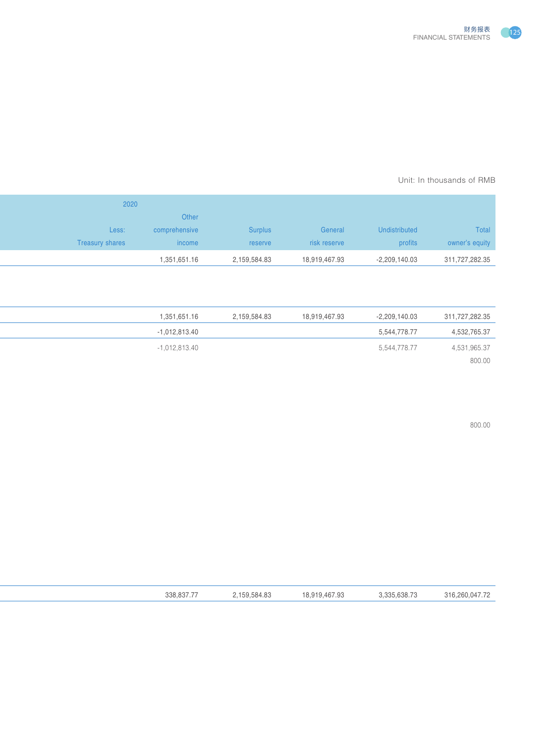Unit: In thousands of RMB

| 2020<br>Less:<br>Treasury shares | Other comprehensive income | Surplus reserve | General risk reserve | Undistributed profits | Total owner's equity |
|---|---|---|---|---|---|
| | 1,351,651.16 | 2,159,584.83 | 18,919,467.93 | -2,209,140.03 | 311,727,282.35 |
| | | | | | |
| | 1,351,651.16 | 2,159,584.83 | 18,919,467.93 | -2,209,140.03 | 311,727,282.35 |
| | -1,012,813.40 | | | 5,544,778.77 | 4,532,765.37 |
| | -1,012,813.40 | | | 5,544,778.77 | 4,531,965.37 |
| | | | | | 800.00 |
| | | | | | 800.00 |
| | 338,837.77 | 2,159,584.83 | 18,919,467.93 | 3,335,638.73 | 316,260,047.72 |